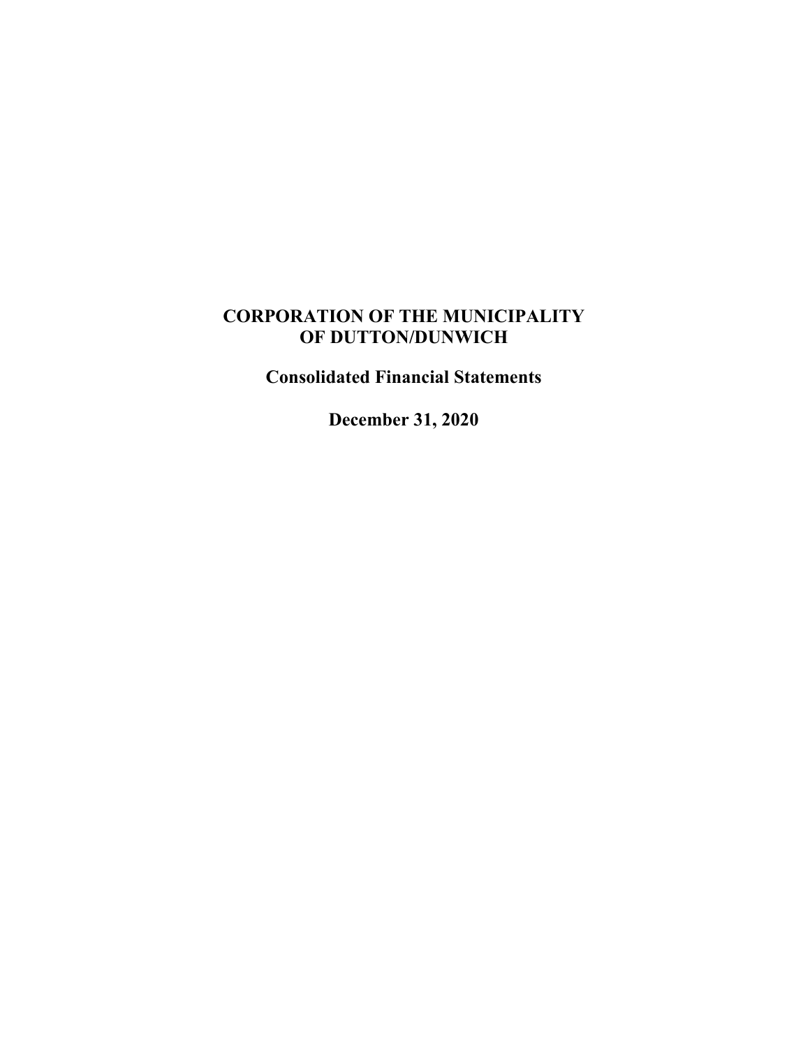# CORPORATION OF THE MUNICIPALITY OF DUTTON/DUNWICH

## Consolidated Financial Statements

## December 31, 2020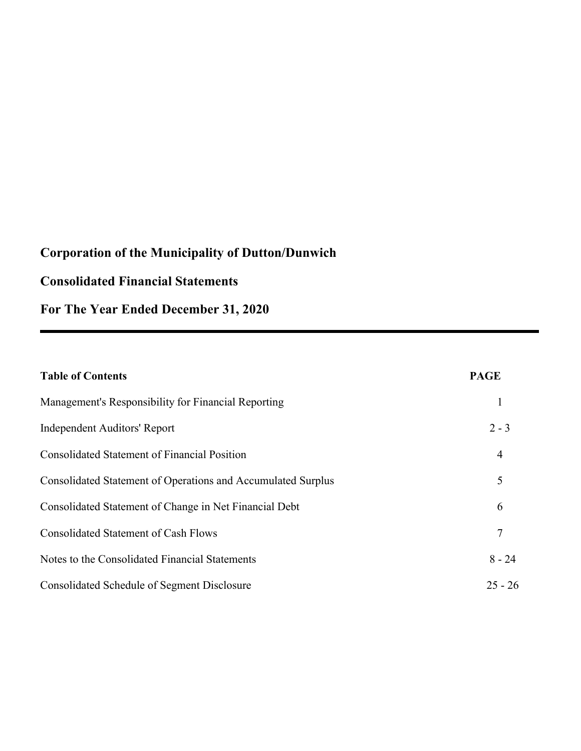# Corporation of the Municipality of Dutton/Dunwich

## Consolidated Financial Statements

## For The Year Ended December 31, 2020

| **Table of Contents** | **PAGE** |
|---|---|
| Management's Responsibility for Financial Reporting | 1 |
| Independent Auditors' Report | 2 - 3 |
| Consolidated Statement of Financial Position | 4 |
| Consolidated Statement of Operations and Accumulated Surplus | 5 |
| Consolidated Statement of Change in Net Financial Debt | 6 |
| Consolidated Statement of Cash Flows | 7 |
| Notes to the Consolidated Financial Statements | 8 - 24 |
| Consolidated Schedule of Segment Disclosure | 25 - 26 |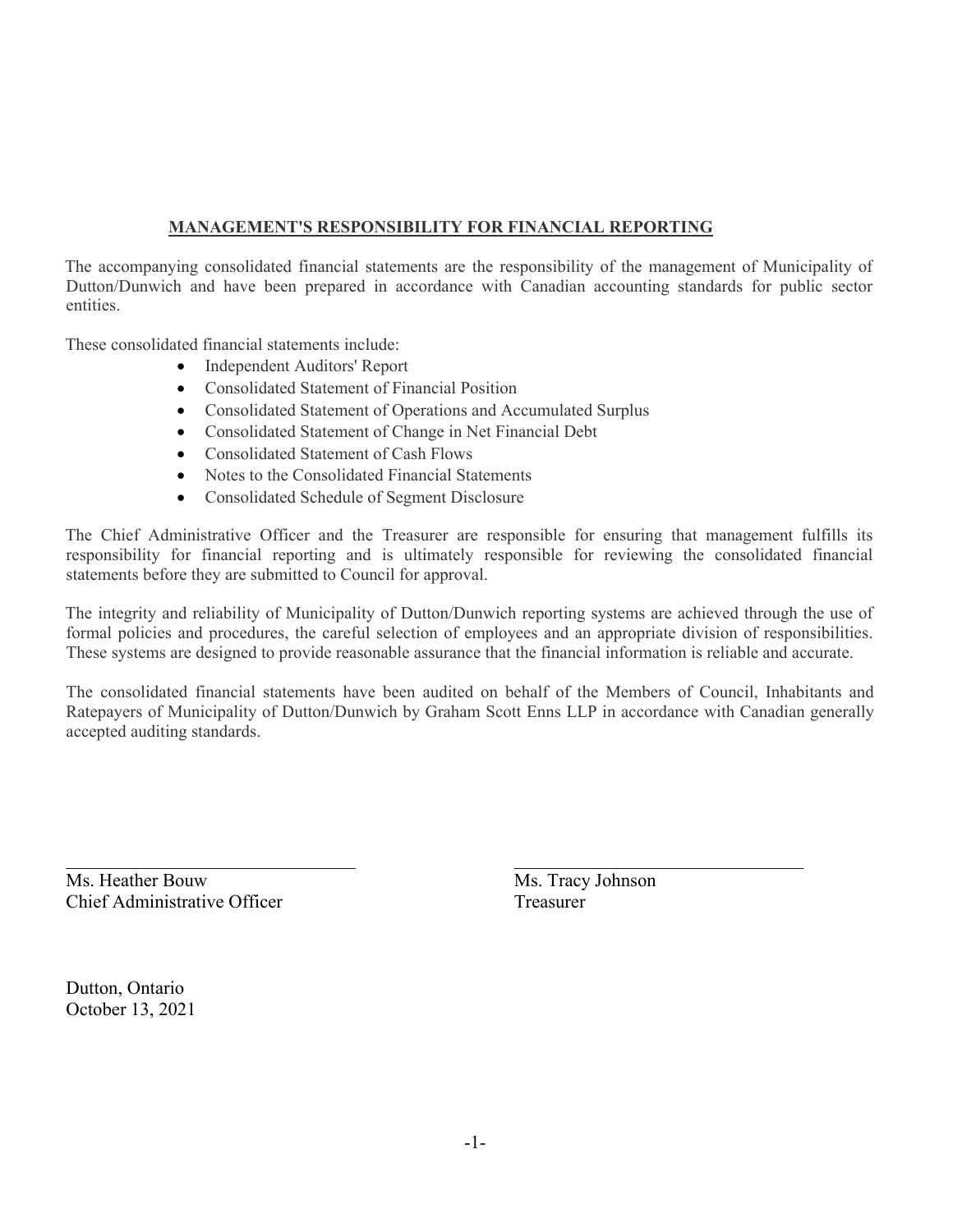## MANAGEMENT'S RESPONSIBILITY FOR FINANCIAL REPORTING

The accompanying consolidated financial statements are the responsibility of the management of Municipality of Dutton/Dunwich and have been prepared in accordance with Canadian accounting standards for public sector entities.

These consolidated financial statements include:

- Independent Auditors' Report
- Consolidated Statement of Financial Position
- Consolidated Statement of Operations and Accumulated Surplus
- Consolidated Statement of Change in Net Financial Debt
- Consolidated Statement of Cash Flows
- Notes to the Consolidated Financial Statements
- Consolidated Schedule of Segment Disclosure

The Chief Administrative Officer and the Treasurer are responsible for ensuring that management fulfills its responsibility for financial reporting and is ultimately responsible for reviewing the consolidated financial statements before they are submitted to Council for approval.

The integrity and reliability of Municipality of Dutton/Dunwich reporting systems are achieved through the use of formal policies and procedures, the careful selection of employees and an appropriate division of responsibilities. These systems are designed to provide reasonable assurance that the financial information is reliable and accurate.

The consolidated financial statements have been audited on behalf of the Members of Council, Inhabitants and Ratepayers of Municipality of Dutton/Dunwich by Graham Scott Enns LLP in accordance with Canadian generally accepted auditing standards.

Ms. Heather Bouw
Chief Administrative Officer

Ms. Tracy Johnson
Treasurer

Dutton, Ontario
October 13, 2021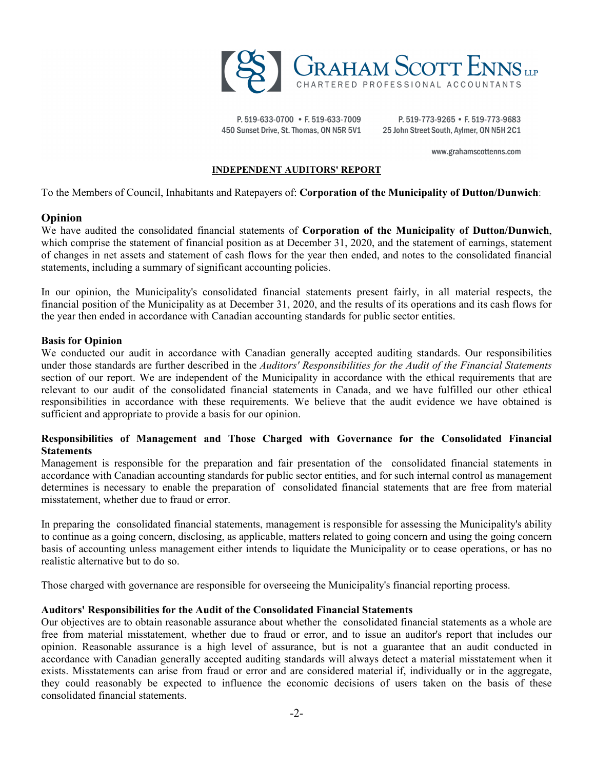**GRAHAM SCOTT ENNS** LLP
CHARTERED PROFESSIONAL ACCOUNTANTS

P. 519-633-0700 • F. 519-633-7009
450 Sunset Drive, St. Thomas, ON N5R 5V1

P. 519-773-9265 • F. 519-773-9683
25 John Street South, Aylmer, ON N5H 2C1

www.grahamscottenns.com

## INDEPENDENT AUDITORS' REPORT

To the Members of Council, Inhabitants and Ratepayers of: **Corporation of the Municipality of Dutton/Dunwich**:

## Opinion

We have audited the consolidated financial statements of **Corporation of the Municipality of Dutton/Dunwich**, which comprise the statement of financial position as at December 31, 2020, and the statement of earnings, statement of changes in net assets and statement of cash flows for the year then ended, and notes to the consolidated financial statements, including a summary of significant accounting policies.

In our opinion, the Municipality's consolidated financial statements present fairly, in all material respects, the financial position of the Municipality as at December 31, 2020, and the results of its operations and its cash flows for the year then ended in accordance with Canadian accounting standards for public sector entities.

### Basis for Opinion

We conducted our audit in accordance with Canadian generally accepted auditing standards. Our responsibilities under those standards are further described in the *Auditors' Responsibilities for the Audit of the Financial Statements* section of our report. We are independent of the Municipality in accordance with the ethical requirements that are relevant to our audit of the consolidated financial statements in Canada, and we have fulfilled our other ethical responsibilities in accordance with these requirements. We believe that the audit evidence we have obtained is sufficient and appropriate to provide a basis for our opinion.

### Responsibilities of Management and Those Charged with Governance for the Consolidated Financial Statements

Management is responsible for the preparation and fair presentation of the consolidated financial statements in accordance with Canadian accounting standards for public sector entities, and for such internal control as management determines is necessary to enable the preparation of consolidated financial statements that are free from material misstatement, whether due to fraud or error.

In preparing the consolidated financial statements, management is responsible for assessing the Municipality's ability to continue as a going concern, disclosing, as applicable, matters related to going concern and using the going concern basis of accounting unless management either intends to liquidate the Municipality or to cease operations, or has no realistic alternative but to do so.

Those charged with governance are responsible for overseeing the Municipality's financial reporting process.

### Auditors' Responsibilities for the Audit of the Consolidated Financial Statements

Our objectives are to obtain reasonable assurance about whether the consolidated financial statements as a whole are free from material misstatement, whether due to fraud or error, and to issue an auditor's report that includes our opinion. Reasonable assurance is a high level of assurance, but is not a guarantee that an audit conducted in accordance with Canadian generally accepted auditing standards will always detect a material misstatement when it exists. Misstatements can arise from fraud or error and are considered material if, individually or in the aggregate, they could reasonably be expected to influence the economic decisions of users taken on the basis of these consolidated financial statements.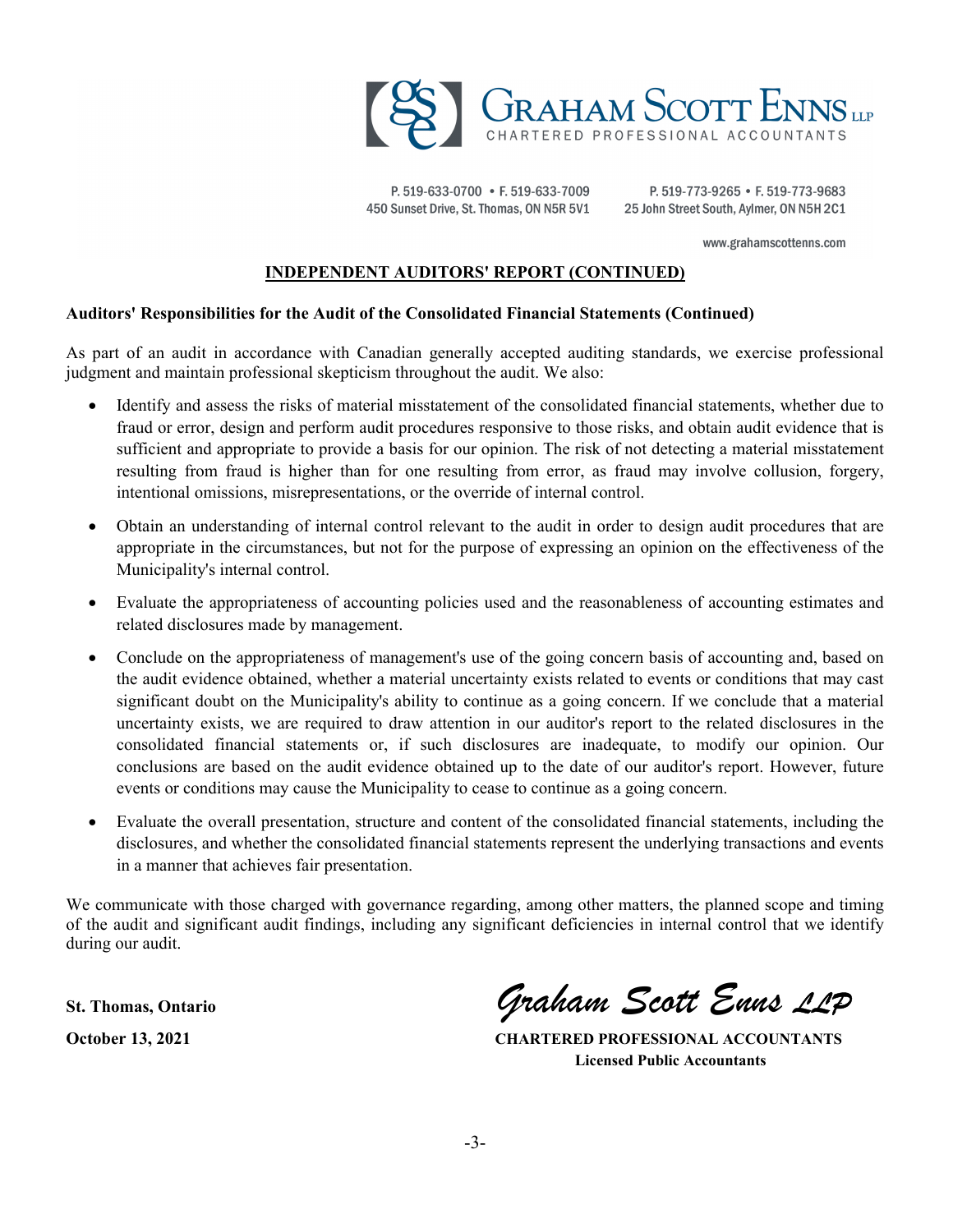# GRAHAM SCOTT ENNS LLP
CHARTERED PROFESSIONAL ACCOUNTANTS

P. 519-633-0700 • F. 519-633-7009
450 Sunset Drive, St. Thomas, ON N5R 5V1

P. 519-773-9265 • F. 519-773-9683
25 John Street South, Aylmer, ON N5H 2C1

www.grahamscottenns.com

## INDEPENDENT AUDITORS' REPORT (CONTINUED)

**Auditors' Responsibilities for the Audit of the Consolidated Financial Statements (Continued)**

As part of an audit in accordance with Canadian generally accepted auditing standards, we exercise professional judgment and maintain professional skepticism throughout the audit. We also:

- Identify and assess the risks of material misstatement of the consolidated financial statements, whether due to fraud or error, design and perform audit procedures responsive to those risks, and obtain audit evidence that is sufficient and appropriate to provide a basis for our opinion. The risk of not detecting a material misstatement resulting from fraud is higher than for one resulting from error, as fraud may involve collusion, forgery, intentional omissions, misrepresentations, or the override of internal control.
- Obtain an understanding of internal control relevant to the audit in order to design audit procedures that are appropriate in the circumstances, but not for the purpose of expressing an opinion on the effectiveness of the Municipality's internal control.
- Evaluate the appropriateness of accounting policies used and the reasonableness of accounting estimates and related disclosures made by management.
- Conclude on the appropriateness of management's use of the going concern basis of accounting and, based on the audit evidence obtained, whether a material uncertainty exists related to events or conditions that may cast significant doubt on the Municipality's ability to continue as a going concern. If we conclude that a material uncertainty exists, we are required to draw attention in our auditor's report to the related disclosures in the consolidated financial statements or, if such disclosures are inadequate, to modify our opinion. Our conclusions are based on the audit evidence obtained up to the date of our auditor's report. However, future events or conditions may cause the Municipality to cease to continue as a going concern.
- Evaluate the overall presentation, structure and content of the consolidated financial statements, including the disclosures, and whether the consolidated financial statements represent the underlying transactions and events in a manner that achieves fair presentation.

We communicate with those charged with governance regarding, among other matters, the planned scope and timing of the audit and significant audit findings, including any significant deficiencies in internal control that we identify during our audit.

**St. Thomas, Ontario**

**October 13, 2021**

*Graham Scott Enns LLP*

**CHARTERED PROFESSIONAL ACCOUNTANTS**
**Licensed Public Accountants**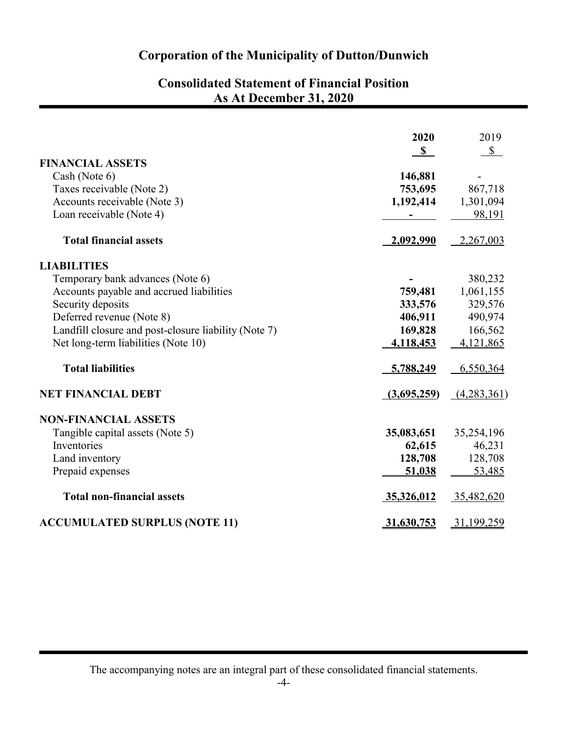# Corporation of the Municipality of Dutton/Dunwich

## Consolidated Statement of Financial Position
## As At December 31, 2020

| | 2020<br>$ | 2019<br>$ |
|---|---|---|
| **FINANCIAL ASSETS** | | |
| Cash (Note 6) | **146,881** | - |
| Taxes receivable (Note 2) | **753,695** | 867,718 |
| Accounts receivable (Note 3) | **1,192,414** | 1,301,094 |
| Loan receivable (Note 4) | **-** | 98,191 |
| **Total financial assets** | **2,092,990** | 2,267,003 |
| **LIABILITIES** | | |
| Temporary bank advances (Note 6) | **-** | 380,232 |
| Accounts payable and accrued liabilities | **759,481** | 1,061,155 |
| Security deposits | **333,576** | 329,576 |
| Deferred revenue (Note 8) | **406,911** | 490,974 |
| Landfill closure and post-closure liability (Note 7) | **169,828** | 166,562 |
| Net long-term liabilities (Note 10) | **4,118,453** | 4,121,865 |
| **Total liabilities** | **5,788,249** | 6,550,364 |
| **NET FINANCIAL DEBT** | **(3,695,259)** | (4,283,361) |
| **NON-FINANCIAL ASSETS** | | |
| Tangible capital assets (Note 5) | **35,083,651** | 35,254,196 |
| Inventories | **62,615** | 46,231 |
| Land inventory | **128,708** | 128,708 |
| Prepaid expenses | **51,038** | 53,485 |
| **Total non-financial assets** | **35,326,012** | 35,482,620 |
| **ACCUMULATED SURPLUS (NOTE 11)** | **31,630,753** | 31,199,259 |

The accompanying notes are an integral part of these consolidated financial statements.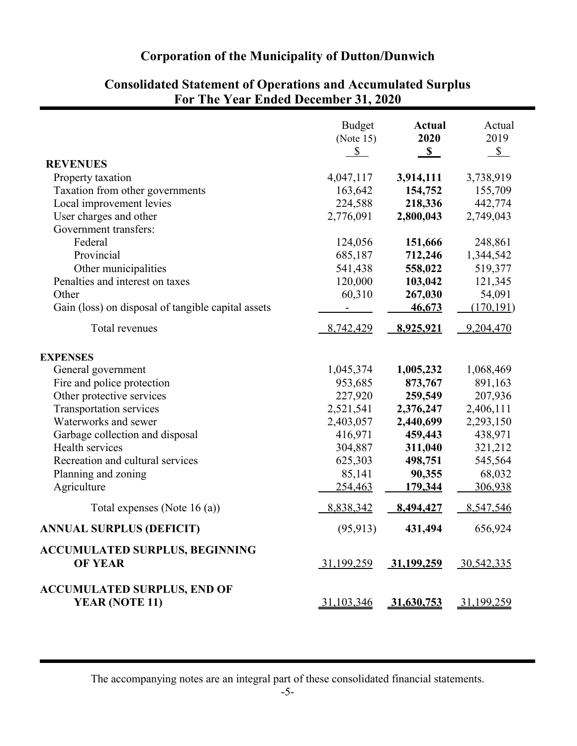# Corporation of the Municipality of Dutton/Dunwich

## Consolidated Statement of Operations and Accumulated Surplus
## For The Year Ended December 31, 2020

| | Budget (Note 15) $ | **Actual 2020 $** | Actual 2019 $ |
|---|---|---|---|
| **REVENUES** | | | |
| Property taxation | 4,047,117 | **3,914,111** | 3,738,919 |
| Taxation from other governments | 163,642 | **154,752** | 155,709 |
| Local improvement levies | 224,588 | **218,336** | 442,774 |
| User charges and other | 2,776,091 | **2,800,043** | 2,749,043 |
| Government transfers: | | | |
| Federal | 124,056 | **151,666** | 248,861 |
| Provincial | 685,187 | **712,246** | 1,344,542 |
| Other municipalities | 541,438 | **558,022** | 519,377 |
| Penalties and interest on taxes | 120,000 | **103,042** | 121,345 |
| Other | 60,310 | **267,030** | 54,091 |
| Gain (loss) on disposal of tangible capital assets | - | **46,673** | (170,191) |
| Total revenues | 8,742,429 | **8,925,921** | 9,204,470 |
| **EXPENSES** | | | |
| General government | 1,045,374 | **1,005,232** | 1,068,469 |
| Fire and police protection | 953,685 | **873,767** | 891,163 |
| Other protective services | 227,920 | **259,549** | 207,936 |
| Transportation services | 2,521,541 | **2,376,247** | 2,406,111 |
| Waterworks and sewer | 2,403,057 | **2,440,699** | 2,293,150 |
| Garbage collection and disposal | 416,971 | **459,443** | 438,971 |
| Health services | 304,887 | **311,040** | 321,212 |
| Recreation and cultural services | 625,303 | **498,751** | 545,564 |
| Planning and zoning | 85,141 | **90,355** | 68,032 |
| Agriculture | 254,463 | **179,344** | 306,938 |
| Total expenses (Note 16 (a)) | 8,838,342 | **8,494,427** | 8,547,546 |
| **ANNUAL SURPLUS (DEFICIT)** | (95,913) | **431,494** | 656,924 |
| **ACCUMULATED SURPLUS, BEGINNING OF YEAR** | 31,199,259 | **31,199,259** | 30,542,335 |
| **ACCUMULATED SURPLUS, END OF YEAR (NOTE 11)** | 31,103,346 | **31,630,753** | 31,199,259 |

The accompanying notes are an integral part of these consolidated financial statements.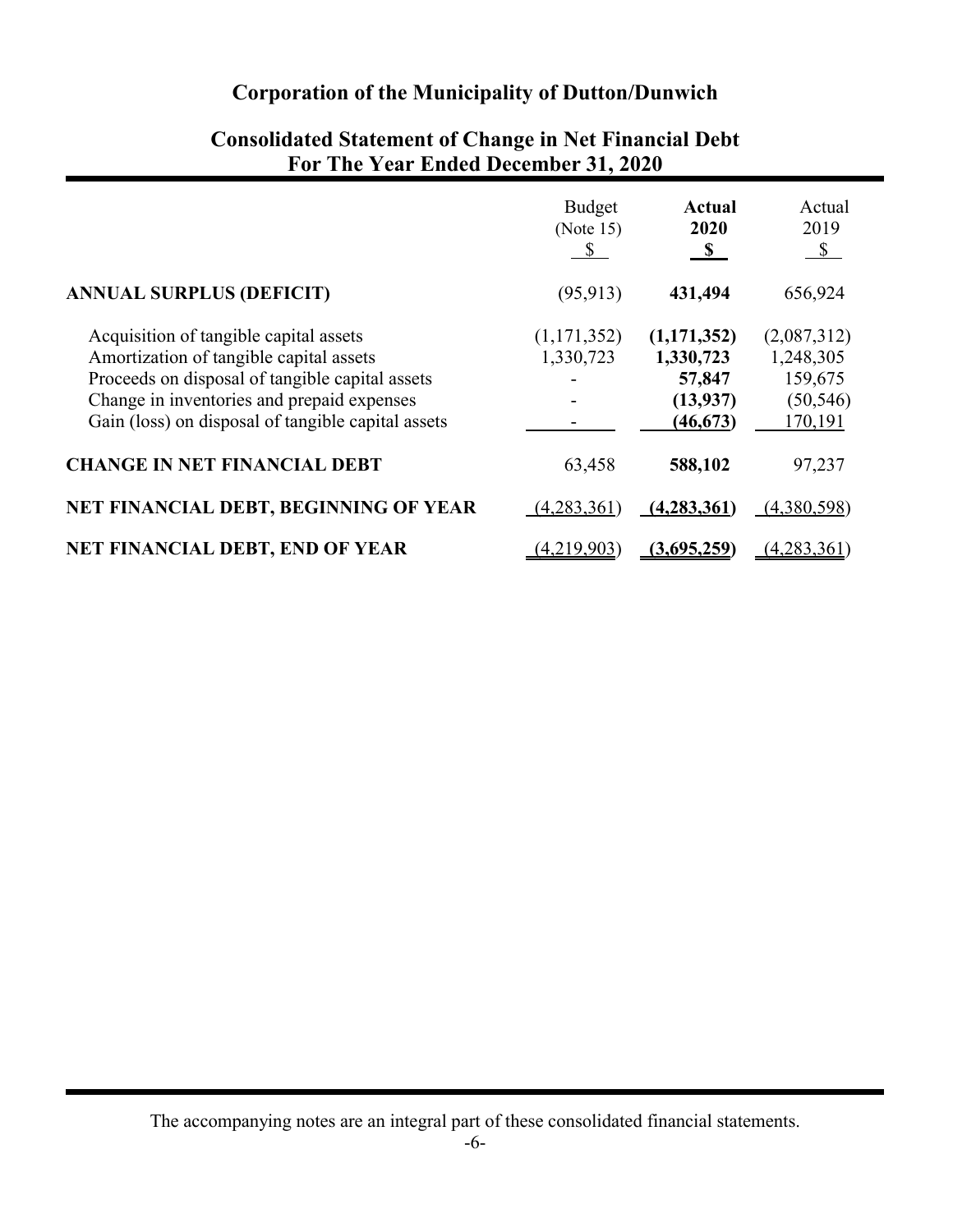# Corporation of the Municipality of Dutton/Dunwich

## Consolidated Statement of Change in Net Financial Debt
## For The Year Ended December 31, 2020

| | Budget (Note 15) $ | **Actual 2020 $** | Actual 2019 $ |
|---|---|---|---|
| **ANNUAL SURPLUS (DEFICIT)** | (95,913) | **431,494** | 656,924 |
| Acquisition of tangible capital assets | (1,171,352) | **(1,171,352)** | (2,087,312) |
| Amortization of tangible capital assets | 1,330,723 | **1,330,723** | 1,248,305 |
| Proceeds on disposal of tangible capital assets | - | **57,847** | 159,675 |
| Change in inventories and prepaid expenses | - | **(13,937)** | (50,546) |
| Gain (loss) on disposal of tangible capital assets | - | **(46,673)** | 170,191 |
| **CHANGE IN NET FINANCIAL DEBT** | 63,458 | **588,102** | 97,237 |
| **NET FINANCIAL DEBT, BEGINNING OF YEAR** | (4,283,361) | **(4,283,361)** | (4,380,598) |
| **NET FINANCIAL DEBT, END OF YEAR** | (4,219,903) | **(3,695,259)** | (4,283,361) |

The accompanying notes are an integral part of these consolidated financial statements.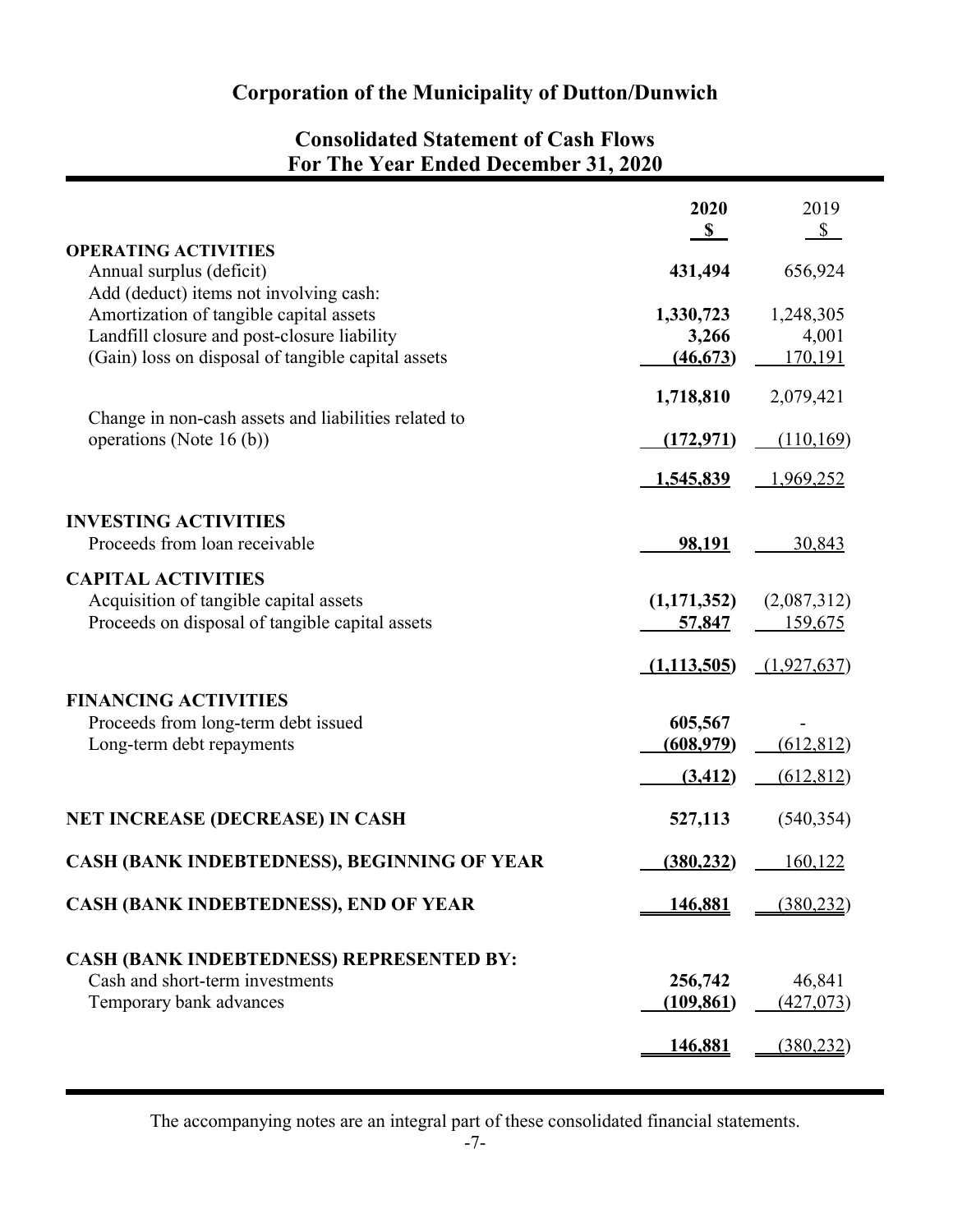# Corporation of the Municipality of Dutton/Dunwich

## Consolidated Statement of Cash Flows
## For The Year Ended December 31, 2020

| | **2020** | 2019 |
|---|---|---|
| | **$** | $ |
| **OPERATING ACTIVITIES** | | |
| Annual surplus (deficit) | **431,494** | 656,924 |
| Add (deduct) items not involving cash: | | |
| Amortization of tangible capital assets | **1,330,723** | 1,248,305 |
| Landfill closure and post-closure liability | **3,266** | 4,001 |
| (Gain) loss on disposal of tangible capital assets | **(46,673)** | 170,191 |
| | **1,718,810** | 2,079,421 |
| Change in non-cash assets and liabilities related to operations (Note 16 (b)) | **(172,971)** | (110,169) |
| | **1,545,839** | 1,969,252 |
| **INVESTING ACTIVITIES** | | |
| Proceeds from loan receivable | **98,191** | 30,843 |
| **CAPITAL ACTIVITIES** | | |
| Acquisition of tangible capital assets | **(1,171,352)** | (2,087,312) |
| Proceeds on disposal of tangible capital assets | **57,847** | 159,675 |
| | **(1,113,505)** | (1,927,637) |
| **FINANCING ACTIVITIES** | | |
| Proceeds from long-term debt issued | **605,567** | - |
| Long-term debt repayments | **(608,979)** | (612,812) |
| | **(3,412)** | (612,812) |
| **NET INCREASE (DECREASE) IN CASH** | **527,113** | (540,354) |
| **CASH (BANK INDEBTEDNESS), BEGINNING OF YEAR** | **(380,232)** | 160,122 |
| **CASH (BANK INDEBTEDNESS), END OF YEAR** | **146,881** | (380,232) |
| **CASH (BANK INDEBTEDNESS) REPRESENTED BY:** | | |
| Cash and short-term investments | **256,742** | 46,841 |
| Temporary bank advances | **(109,861)** | (427,073) |
| | **146,881** | (380,232) |

The accompanying notes are an integral part of these consolidated financial statements.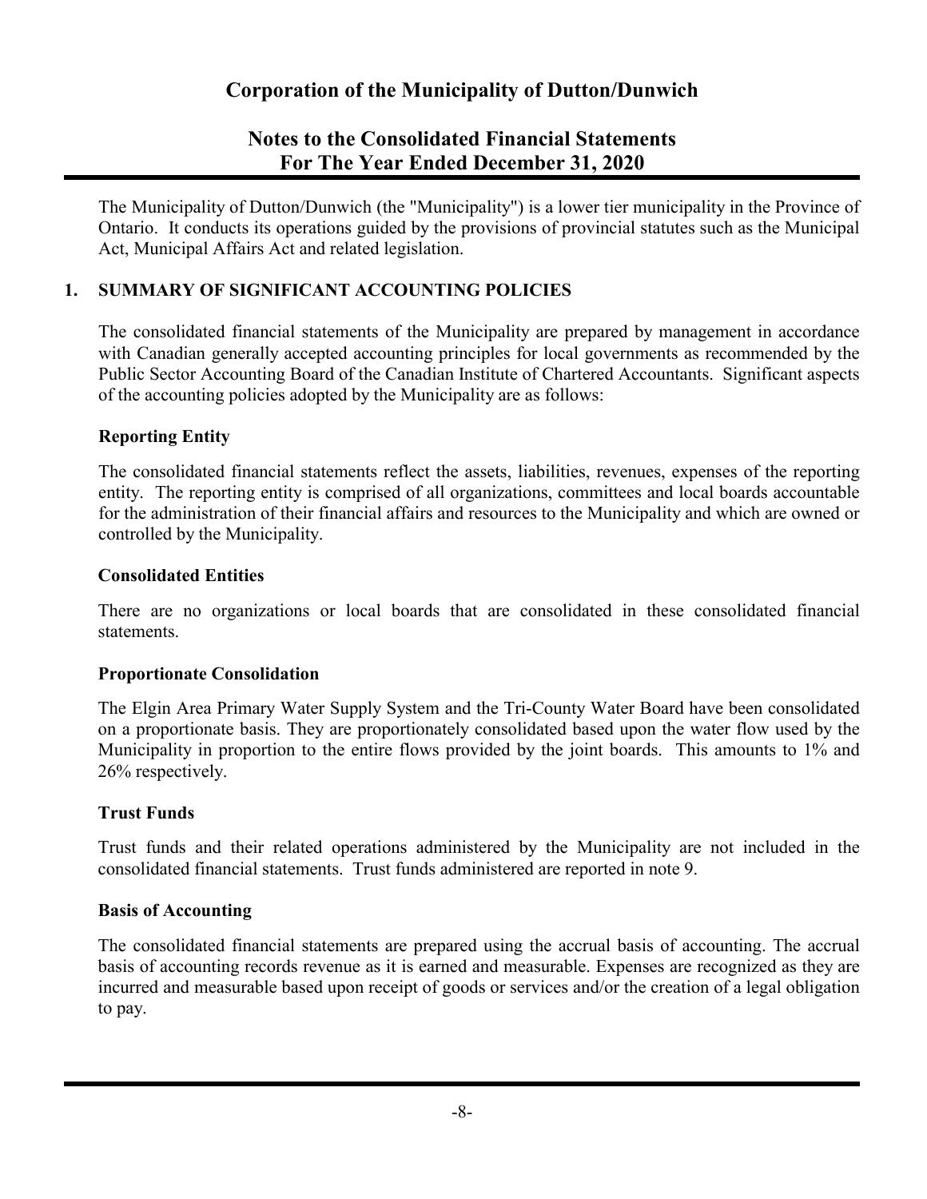# Corporation of the Municipality of Dutton/Dunwich

## Notes to the Consolidated Financial Statements
## For The Year Ended December 31, 2020

The Municipality of Dutton/Dunwich (the "Municipality") is a lower tier municipality in the Province of Ontario. It conducts its operations guided by the provisions of provincial statutes such as the Municipal Act, Municipal Affairs Act and related legislation.

### 1. SUMMARY OF SIGNIFICANT ACCOUNTING POLICIES

The consolidated financial statements of the Municipality are prepared by management in accordance with Canadian generally accepted accounting principles for local governments as recommended by the Public Sector Accounting Board of the Canadian Institute of Chartered Accountants. Significant aspects of the accounting policies adopted by the Municipality are as follows:

**Reporting Entity**

The consolidated financial statements reflect the assets, liabilities, revenues, expenses of the reporting entity. The reporting entity is comprised of all organizations, committees and local boards accountable for the administration of their financial affairs and resources to the Municipality and which are owned or controlled by the Municipality.

**Consolidated Entities**

There are no organizations or local boards that are consolidated in these consolidated financial statements.

**Proportionate Consolidation**

The Elgin Area Primary Water Supply System and the Tri-County Water Board have been consolidated on a proportionate basis. They are proportionately consolidated based upon the water flow used by the Municipality in proportion to the entire flows provided by the joint boards. This amounts to 1% and 26% respectively.

**Trust Funds**

Trust funds and their related operations administered by the Municipality are not included in the consolidated financial statements. Trust funds administered are reported in note 9.

**Basis of Accounting**

The consolidated financial statements are prepared using the accrual basis of accounting. The accrual basis of accounting records revenue as it is earned and measurable. Expenses are recognized as they are incurred and measurable based upon receipt of goods or services and/or the creation of a legal obligation to pay.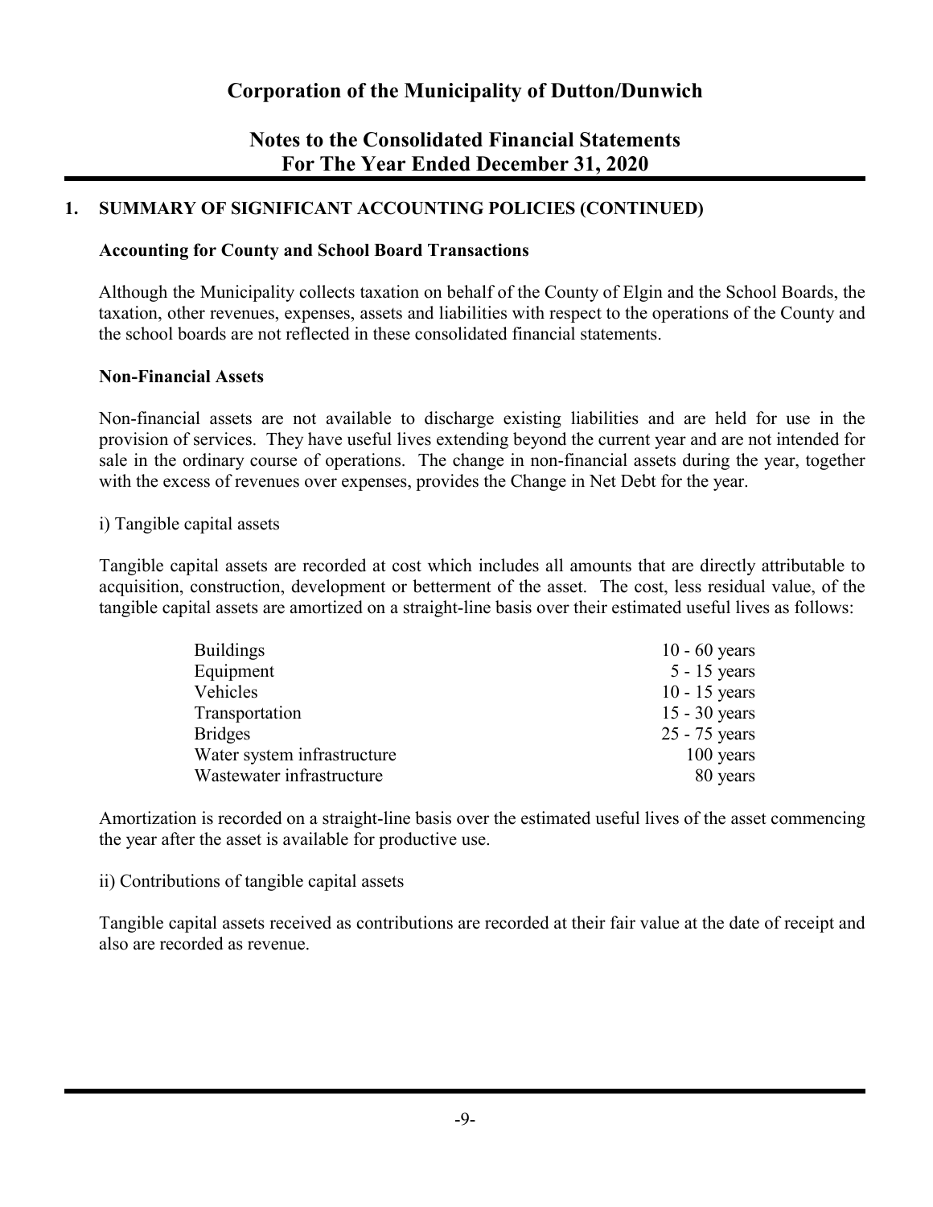# Corporation of the Municipality of Dutton/Dunwich

## Notes to the Consolidated Financial Statements For The Year Ended December 31, 2020

### 1. SUMMARY OF SIGNIFICANT ACCOUNTING POLICIES (CONTINUED)

**Accounting for County and School Board Transactions**

Although the Municipality collects taxation on behalf of the County of Elgin and the School Boards, the taxation, other revenues, expenses, assets and liabilities with respect to the operations of the County and the school boards are not reflected in these consolidated financial statements.

**Non-Financial Assets**

Non-financial assets are not available to discharge existing liabilities and are held for use in the provision of services. They have useful lives extending beyond the current year and are not intended for sale in the ordinary course of operations. The change in non-financial assets during the year, together with the excess of revenues over expenses, provides the Change in Net Debt for the year.

i) Tangible capital assets

Tangible capital assets are recorded at cost which includes all amounts that are directly attributable to acquisition, construction, development or betterment of the asset. The cost, less residual value, of the tangible capital assets are amortized on a straight-line basis over their estimated useful lives as follows:

| | |
|---|---|
| Buildings | 10 - 60 years |
| Equipment | 5 - 15 years |
| Vehicles | 10 - 15 years |
| Transportation | 15 - 30 years |
| Bridges | 25 - 75 years |
| Water system infrastructure | 100 years |
| Wastewater infrastructure | 80 years |

Amortization is recorded on a straight-line basis over the estimated useful lives of the asset commencing the year after the asset is available for productive use.

ii) Contributions of tangible capital assets

Tangible capital assets received as contributions are recorded at their fair value at the date of receipt and also are recorded as revenue.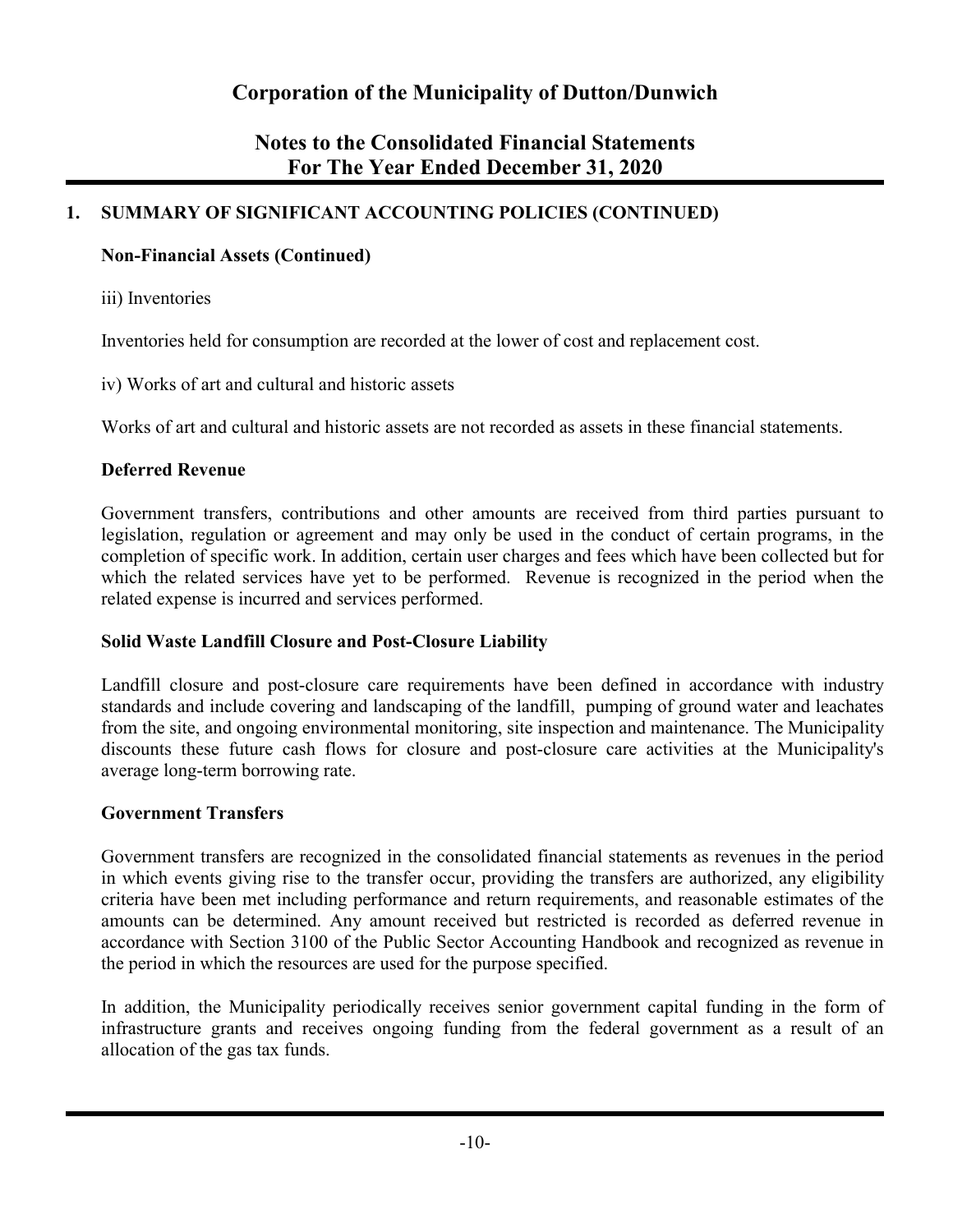# Corporation of the Municipality of Dutton/Dunwich

## Notes to the Consolidated Financial Statements
## For The Year Ended December 31, 2020

### 1. SUMMARY OF SIGNIFICANT ACCOUNTING POLICIES (CONTINUED)

**Non-Financial Assets (Continued)**

iii) Inventories

Inventories held for consumption are recorded at the lower of cost and replacement cost.

iv) Works of art and cultural and historic assets

Works of art and cultural and historic assets are not recorded as assets in these financial statements.

**Deferred Revenue**

Government transfers, contributions and other amounts are received from third parties pursuant to legislation, regulation or agreement and may only be used in the conduct of certain programs, in the completion of specific work. In addition, certain user charges and fees which have been collected but for which the related services have yet to be performed. Revenue is recognized in the period when the related expense is incurred and services performed.

**Solid Waste Landfill Closure and Post-Closure Liability**

Landfill closure and post-closure care requirements have been defined in accordance with industry standards and include covering and landscaping of the landfill, pumping of ground water and leachates from the site, and ongoing environmental monitoring, site inspection and maintenance. The Municipality discounts these future cash flows for closure and post-closure care activities at the Municipality's average long-term borrowing rate.

**Government Transfers**

Government transfers are recognized in the consolidated financial statements as revenues in the period in which events giving rise to the transfer occur, providing the transfers are authorized, any eligibility criteria have been met including performance and return requirements, and reasonable estimates of the amounts can be determined. Any amount received but restricted is recorded as deferred revenue in accordance with Section 3100 of the Public Sector Accounting Handbook and recognized as revenue in the period in which the resources are used for the purpose specified.

In addition, the Municipality periodically receives senior government capital funding in the form of infrastructure grants and receives ongoing funding from the federal government as a result of an allocation of the gas tax funds.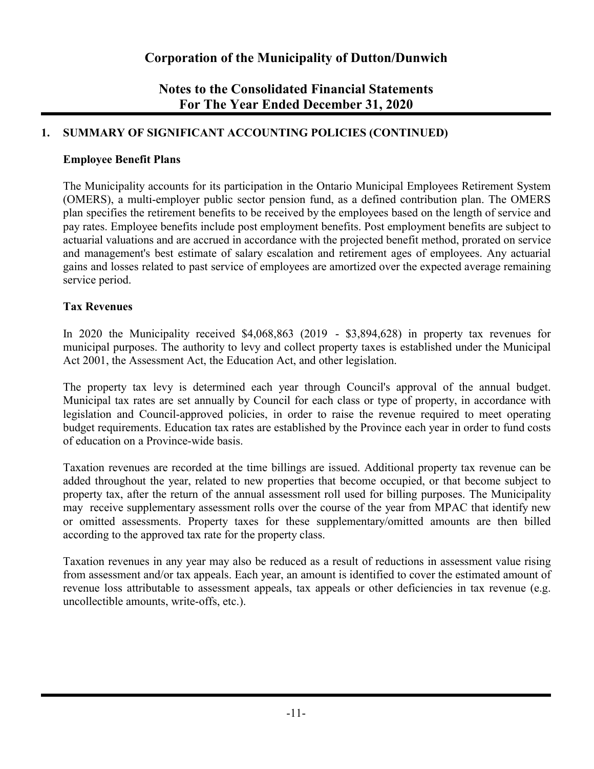# Corporation of the Municipality of Dutton/Dunwich

## Notes to the Consolidated Financial Statements
## For The Year Ended December 31, 2020

### 1. SUMMARY OF SIGNIFICANT ACCOUNTING POLICIES (CONTINUED)

**Employee Benefit Plans**

The Municipality accounts for its participation in the Ontario Municipal Employees Retirement System (OMERS), a multi-employer public sector pension fund, as a defined contribution plan. The OMERS plan specifies the retirement benefits to be received by the employees based on the length of service and pay rates. Employee benefits include post employment benefits. Post employment benefits are subject to actuarial valuations and are accrued in accordance with the projected benefit method, prorated on service and management's best estimate of salary escalation and retirement ages of employees. Any actuarial gains and losses related to past service of employees are amortized over the expected average remaining service period.

**Tax Revenues**

In 2020 the Municipality received $4,068,863 (2019 - $3,894,628) in property tax revenues for municipal purposes. The authority to levy and collect property taxes is established under the Municipal Act 2001, the Assessment Act, the Education Act, and other legislation.

The property tax levy is determined each year through Council's approval of the annual budget. Municipal tax rates are set annually by Council for each class or type of property, in accordance with legislation and Council-approved policies, in order to raise the revenue required to meet operating budget requirements. Education tax rates are established by the Province each year in order to fund costs of education on a Province-wide basis.

Taxation revenues are recorded at the time billings are issued. Additional property tax revenue can be added throughout the year, related to new properties that become occupied, or that become subject to property tax, after the return of the annual assessment roll used for billing purposes. The Municipality may receive supplementary assessment rolls over the course of the year from MPAC that identify new or omitted assessments. Property taxes for these supplementary/omitted amounts are then billed according to the approved tax rate for the property class.

Taxation revenues in any year may also be reduced as a result of reductions in assessment value rising from assessment and/or tax appeals. Each year, an amount is identified to cover the estimated amount of revenue loss attributable to assessment appeals, tax appeals or other deficiencies in tax revenue (e.g. uncollectible amounts, write-offs, etc.).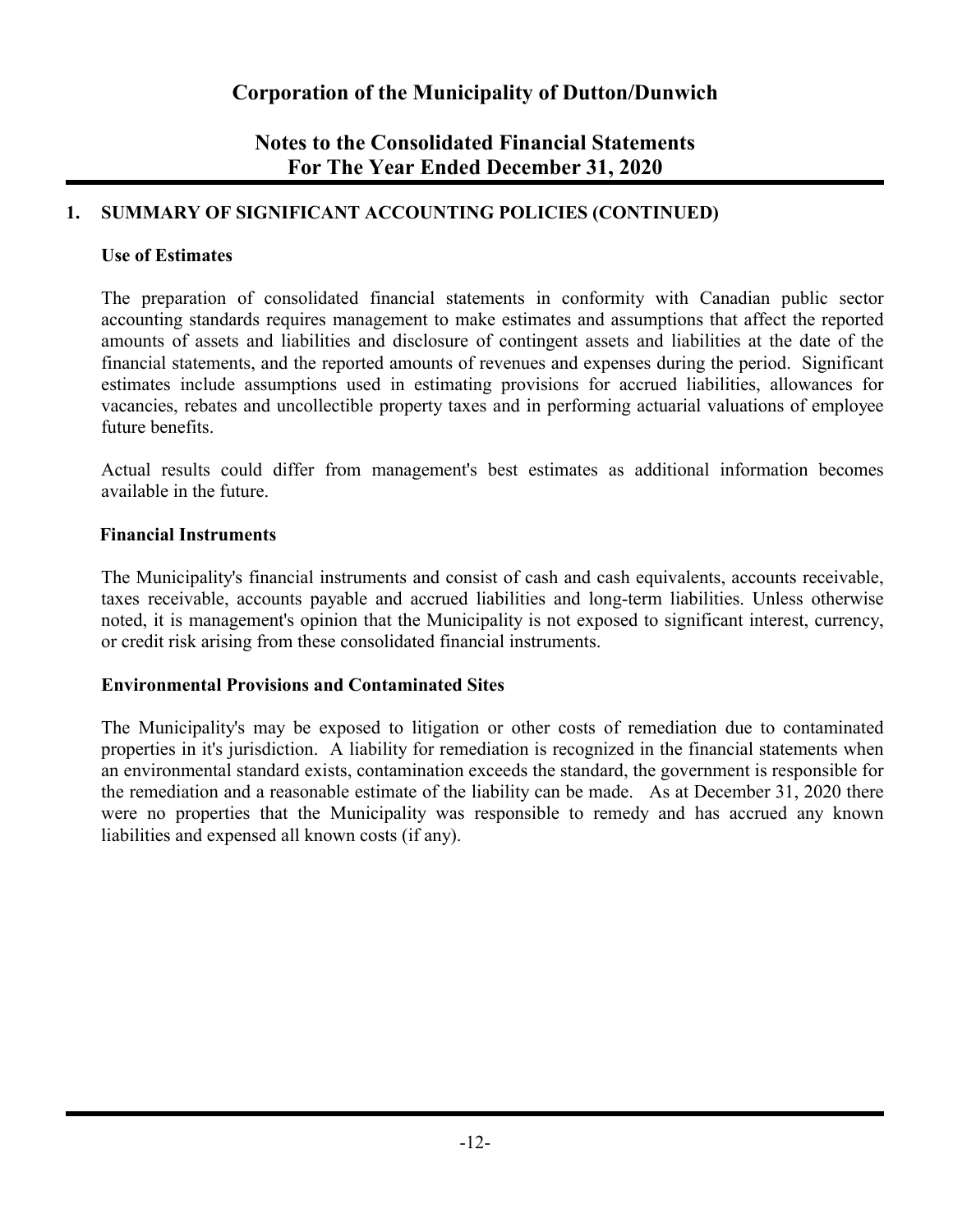# Corporation of the Municipality of Dutton/Dunwich

## Notes to the Consolidated Financial Statements
## For The Year Ended December 31, 2020

### 1. SUMMARY OF SIGNIFICANT ACCOUNTING POLICIES (CONTINUED)

**Use of Estimates**

The preparation of consolidated financial statements in conformity with Canadian public sector accounting standards requires management to make estimates and assumptions that affect the reported amounts of assets and liabilities and disclosure of contingent assets and liabilities at the date of the financial statements, and the reported amounts of revenues and expenses during the period. Significant estimates include assumptions used in estimating provisions for accrued liabilities, allowances for vacancies, rebates and uncollectible property taxes and in performing actuarial valuations of employee future benefits.

Actual results could differ from management's best estimates as additional information becomes available in the future.

**Financial Instruments**

The Municipality's financial instruments and consist of cash and cash equivalents, accounts receivable, taxes receivable, accounts payable and accrued liabilities and long-term liabilities. Unless otherwise noted, it is management's opinion that the Municipality is not exposed to significant interest, currency, or credit risk arising from these consolidated financial instruments.

**Environmental Provisions and Contaminated Sites**

The Municipality's may be exposed to litigation or other costs of remediation due to contaminated properties in it's jurisdiction. A liability for remediation is recognized in the financial statements when an environmental standard exists, contamination exceeds the standard, the government is responsible for the remediation and a reasonable estimate of the liability can be made. As at December 31, 2020 there were no properties that the Municipality was responsible to remedy and has accrued any known liabilities and expensed all known costs (if any).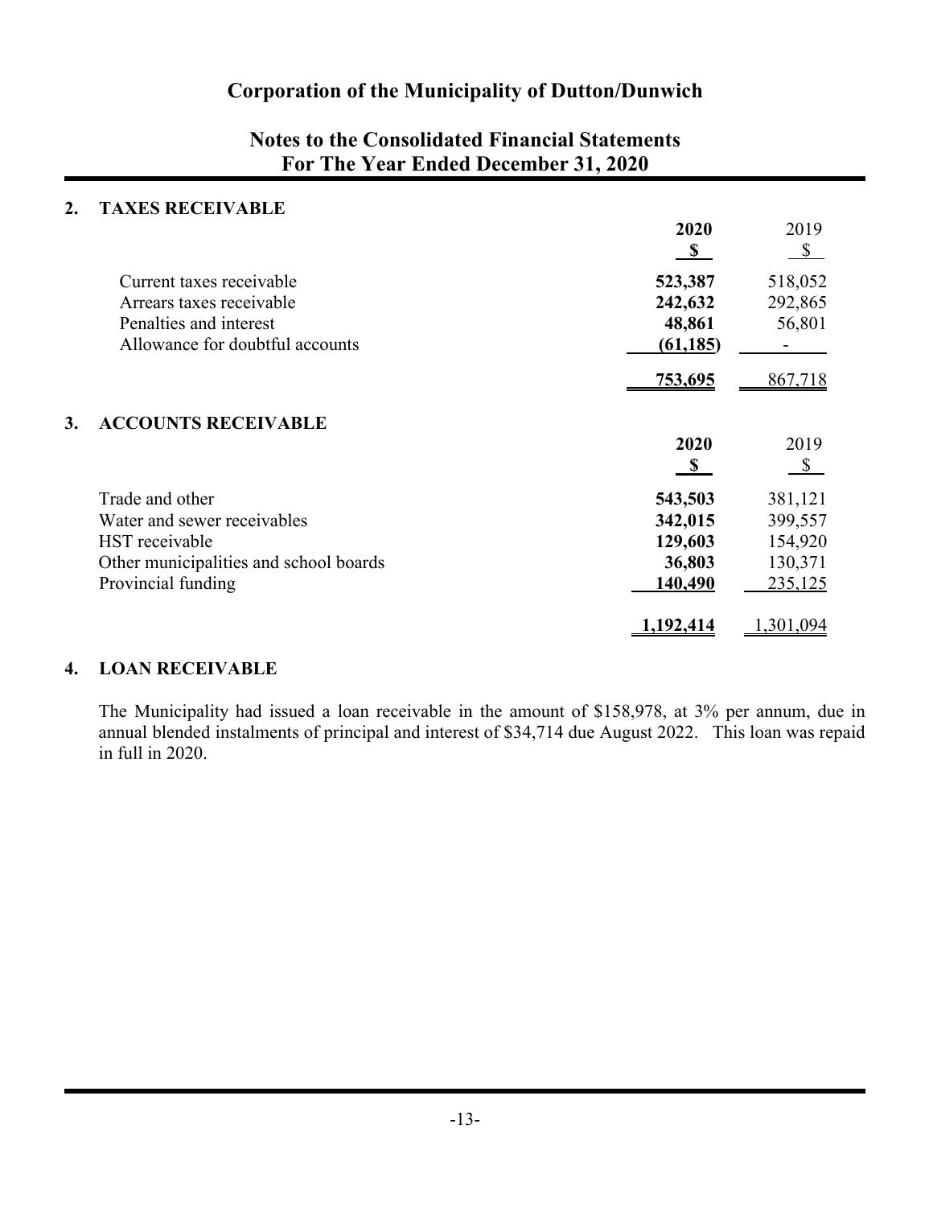# Corporation of the Municipality of Dutton/Dunwich

## Notes to the Consolidated Financial Statements
## For The Year Ended December 31, 2020

### 2. TAXES RECEIVABLE

| | **2020** | 2019 |
|---|---|---|
| | **$** | $ |
| Current taxes receivable | **523,387** | 518,052 |
| Arrears taxes receivable | **242,632** | 292,865 |
| Penalties and interest | **48,861** | 56,801 |
| Allowance for doubtful accounts | **(61,185)** | - |
| | **753,695** | 867,718 |

### 3. ACCOUNTS RECEIVABLE

| | **2020** | 2019 |
|---|---|---|
| | **$** | $ |
| Trade and other | **543,503** | 381,121 |
| Water and sewer receivables | **342,015** | 399,557 |
| HST receivable | **129,603** | 154,920 |
| Other municipalities and school boards | **36,803** | 130,371 |
| Provincial funding | **140,490** | 235,125 |
| | **1,192,414** | 1,301,094 |

### 4. LOAN RECEIVABLE

The Municipality had issued a loan receivable in the amount of $158,978, at 3% per annum, due in annual blended instalments of principal and interest of $34,714 due August 2022. This loan was repaid in full in 2020.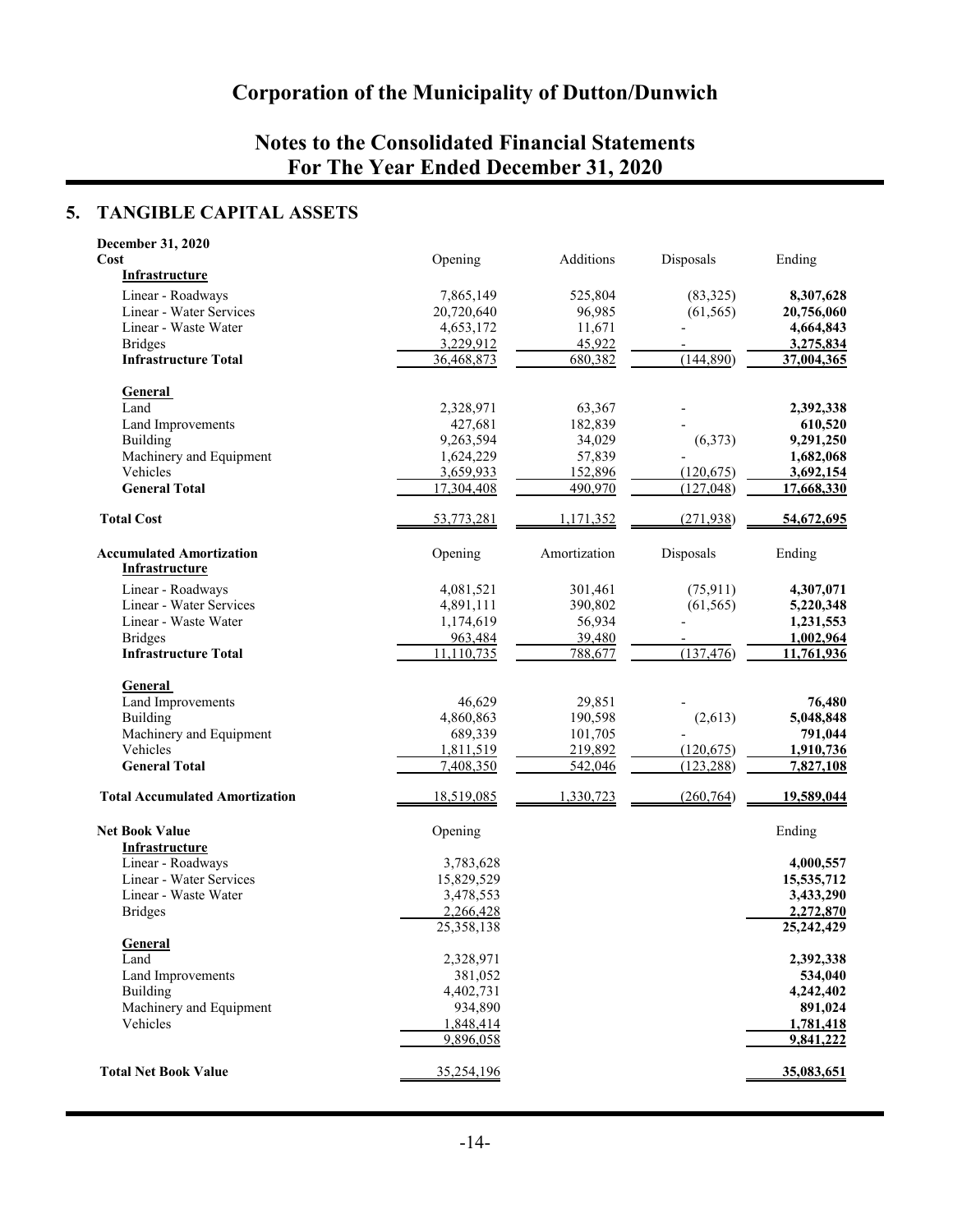# Corporation of the Municipality of Dutton/Dunwich

## Notes to the Consolidated Financial Statements For The Year Ended December 31, 2020

### 5. TANGIBLE CAPITAL ASSETS

| **December 31, 2020** | | | | |
|---|---|---|---|---|
| **Cost** | Opening | Additions | Disposals | Ending |
| **Infrastructure** | | | | |
| Linear - Roadways | 7,865,149 | 525,804 | (83,325) | **8,307,628** |
| Linear - Water Services | 20,720,640 | 96,985 | (61,565) | **20,756,060** |
| Linear - Waste Water | 4,653,172 | 11,671 | - | **4,664,843** |
| Bridges | 3,229,912 | 45,922 | - | **3,275,834** |
| **Infrastructure Total** | 36,468,873 | 680,382 | (144,890) | **37,004,365** |
| **General** | | | | |
| Land | 2,328,971 | 63,367 | - | **2,392,338** |
| Land Improvements | 427,681 | 182,839 | - | **610,520** |
| Building | 9,263,594 | 34,029 | (6,373) | **9,291,250** |
| Machinery and Equipment | 1,624,229 | 57,839 | - | **1,682,068** |
| Vehicles | 3,659,933 | 152,896 | (120,675) | **3,692,154** |
| **General Total** | 17,304,408 | 490,970 | (127,048) | **17,668,330** |
| **Total Cost** | 53,773,281 | 1,171,352 | (271,938) | **54,672,695** |
| **Accumulated Amortization** | Opening | Amortization | Disposals | Ending |
| **Infrastructure** | | | | |
| Linear - Roadways | 4,081,521 | 301,461 | (75,911) | **4,307,071** |
| Linear - Water Services | 4,891,111 | 390,802 | (61,565) | **5,220,348** |
| Linear - Waste Water | 1,174,619 | 56,934 | - | **1,231,553** |
| Bridges | 963,484 | 39,480 | - | **1,002,964** |
| **Infrastructure Total** | 11,110,735 | 788,677 | (137,476) | **11,761,936** |
| **General** | | | | |
| Land Improvements | 46,629 | 29,851 | - | **76,480** |
| Building | 4,860,863 | 190,598 | (2,613) | **5,048,848** |
| Machinery and Equipment | 689,339 | 101,705 | - | **791,044** |
| Vehicles | 1,811,519 | 219,892 | (120,675) | **1,910,736** |
| **General Total** | 7,408,350 | 542,046 | (123,288) | **7,827,108** |
| **Total Accumulated Amortization** | 18,519,085 | 1,330,723 | (260,764) | **19,589,044** |
| **Net Book Value** | Opening | | | Ending |
| **Infrastructure** | | | | |
| Linear - Roadways | 3,783,628 | | | **4,000,557** |
| Linear - Water Services | 15,829,529 | | | **15,535,712** |
| Linear - Waste Water | 3,478,553 | | | **3,433,290** |
| Bridges | 2,266,428 | | | **2,272,870** |
| | 25,358,138 | | | **25,242,429** |
| **General** | | | | |
| Land | 2,328,971 | | | **2,392,338** |
| Land Improvements | 381,052 | | | **534,040** |
| Building | 4,402,731 | | | **4,242,402** |
| Machinery and Equipment | 934,890 | | | **891,024** |
| Vehicles | 1,848,414 | | | **1,781,418** |
| | 9,896,058 | | | **9,841,222** |
| **Total Net Book Value** | 35,254,196 | | | **35,083,651** |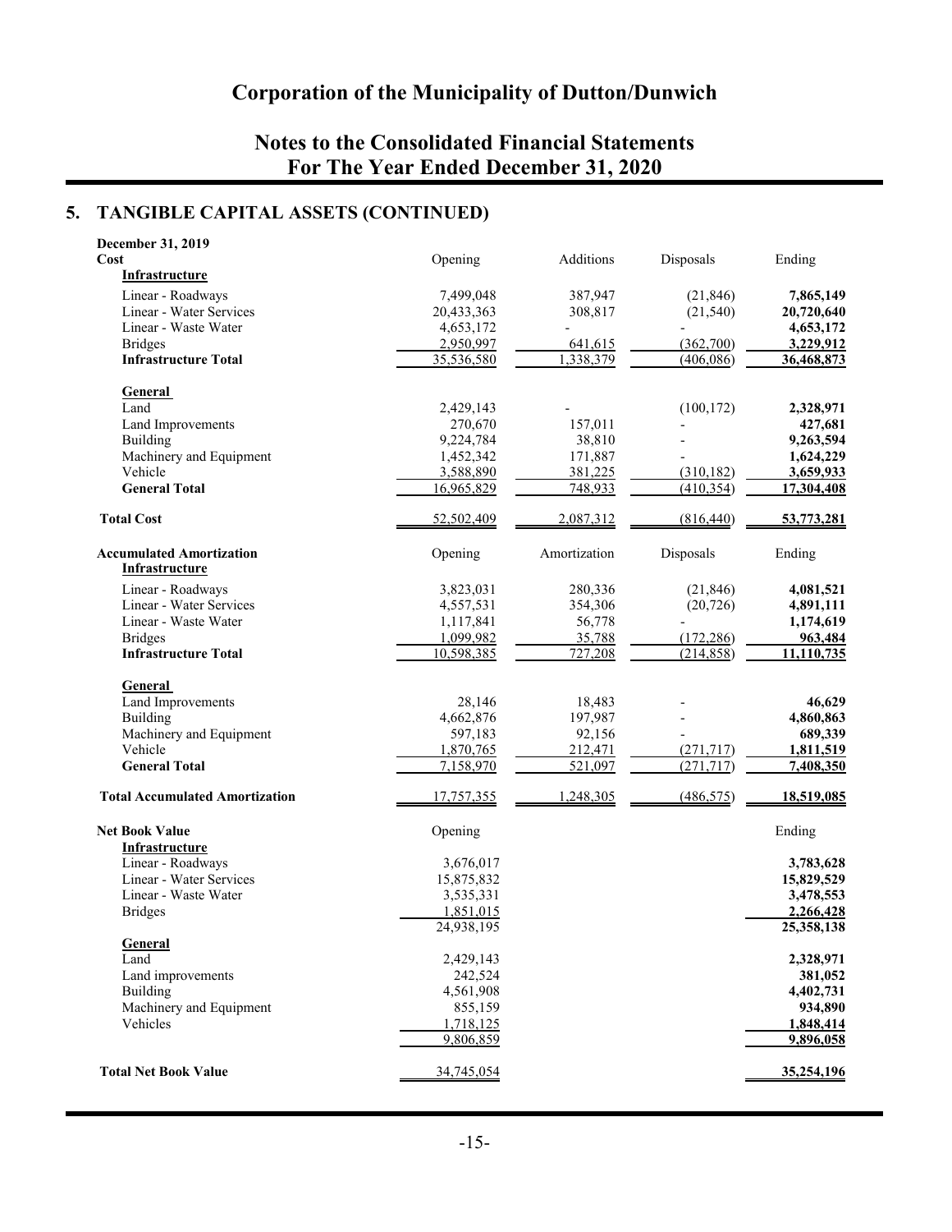# Corporation of the Municipality of Dutton/Dunwich

## Notes to the Consolidated Financial Statements
## For The Year Ended December 31, 2020

## 5. TANGIBLE CAPITAL ASSETS (CONTINUED)

**December 31, 2019**

| **Cost** | Opening | Additions | Disposals | Ending |
|---|---|---|---|---|
| **Infrastructure** | | | | |
| Linear - Roadways | 7,499,048 | 387,947 | (21,846) | **7,865,149** |
| Linear - Water Services | 20,433,363 | 308,817 | (21,540) | **20,720,640** |
| Linear - Waste Water | 4,653,172 | - | - | **4,653,172** |
| Bridges | 2,950,997 | 641,615 | (362,700) | **3,229,912** |
| **Infrastructure Total** | 35,536,580 | 1,338,379 | (406,086) | **36,468,873** |
| **General** | | | | |
| Land | 2,429,143 | - | (100,172) | **2,328,971** |
| Land Improvements | 270,670 | 157,011 | - | **427,681** |
| Building | 9,224,784 | 38,810 | - | **9,263,594** |
| Machinery and Equipment | 1,452,342 | 171,887 | - | **1,624,229** |
| Vehicle | 3,588,890 | 381,225 | (310,182) | **3,659,933** |
| **General Total** | 16,965,829 | 748,933 | (410,354) | **17,304,408** |
| **Total Cost** | 52,502,409 | 2,087,312 | (816,440) | **53,773,281** |

| **Accumulated Amortization** | Opening | Amortization | Disposals | Ending |
|---|---|---|---|---|
| **Infrastructure** | | | | |
| Linear - Roadways | 3,823,031 | 280,336 | (21,846) | **4,081,521** |
| Linear - Water Services | 4,557,531 | 354,306 | (20,726) | **4,891,111** |
| Linear - Waste Water | 1,117,841 | 56,778 | - | **1,174,619** |
| Bridges | 1,099,982 | 35,788 | (172,286) | **963,484** |
| **Infrastructure Total** | 10,598,385 | 727,208 | (214,858) | **11,110,735** |
| **General** | | | | |
| Land Improvements | 28,146 | 18,483 | - | **46,629** |
| Building | 4,662,876 | 197,987 | - | **4,860,863** |
| Machinery and Equipment | 597,183 | 92,156 | - | **689,339** |
| Vehicle | 1,870,765 | 212,471 | (271,717) | **1,811,519** |
| **General Total** | 7,158,970 | 521,097 | (271,717) | **7,408,350** |
| **Total Accumulated Amortization** | 17,757,355 | 1,248,305 | (486,575) | **18,519,085** |

| **Net Book Value** | Opening | Ending |
|---|---|---|
| **Infrastructure** | | |
| Linear - Roadways | 3,676,017 | **3,783,628** |
| Linear - Water Services | 15,875,832 | **15,829,529** |
| Linear - Waste Water | 3,535,331 | **3,478,553** |
| Bridges | 1,851,015 | **2,266,428** |
| | 24,938,195 | **25,358,138** |
| **General** | | |
| Land | 2,429,143 | **2,328,971** |
| Land improvements | 242,524 | **381,052** |
| Building | 4,561,908 | **4,402,731** |
| Machinery and Equipment | 855,159 | **934,890** |
| Vehicles | 1,718,125 | **1,848,414** |
| | 9,806,859 | **9,896,058** |
| **Total Net Book Value** | 34,745,054 | **35,254,196** |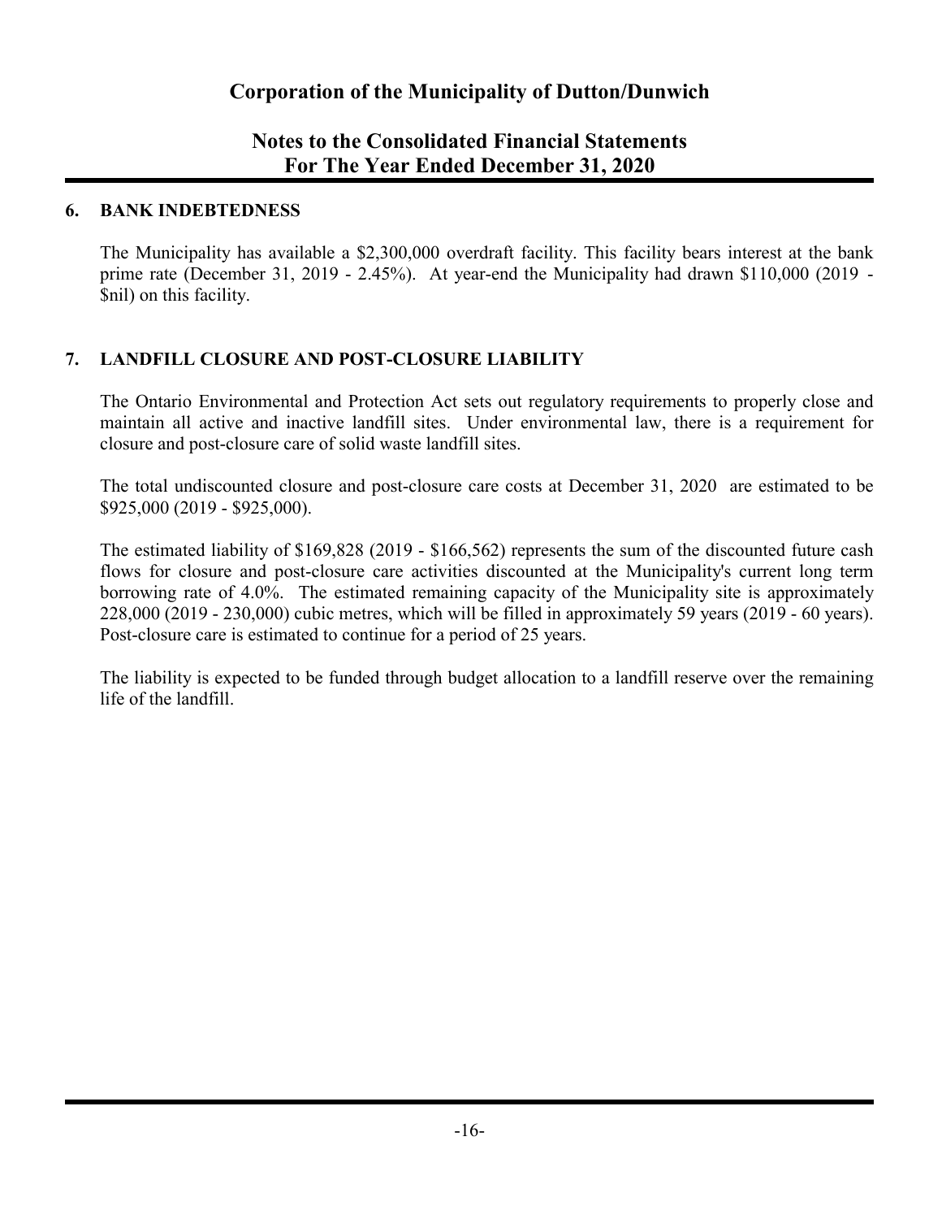## 6. BANK INDEBTEDNESS

The Municipality has available a $2,300,000 overdraft facility. This facility bears interest at the bank prime rate (December 31, 2019 - 2.45%). At year-end the Municipality had drawn $110,000 (2019 - $nil) on this facility.

## 7. LANDFILL CLOSURE AND POST-CLOSURE LIABILITY

The Ontario Environmental and Protection Act sets out regulatory requirements to properly close and maintain all active and inactive landfill sites. Under environmental law, there is a requirement for closure and post-closure care of solid waste landfill sites.

The total undiscounted closure and post-closure care costs at December 31, 2020 are estimated to be $925,000 (2019 - $925,000).

The estimated liability of $169,828 (2019 - $166,562) represents the sum of the discounted future cash flows for closure and post-closure care activities discounted at the Municipality's current long term borrowing rate of 4.0%. The estimated remaining capacity of the Municipality site is approximately 228,000 (2019 - 230,000) cubic metres, which will be filled in approximately 59 years (2019 - 60 years). Post-closure care is estimated to continue for a period of 25 years.

The liability is expected to be funded through budget allocation to a landfill reserve over the remaining life of the landfill.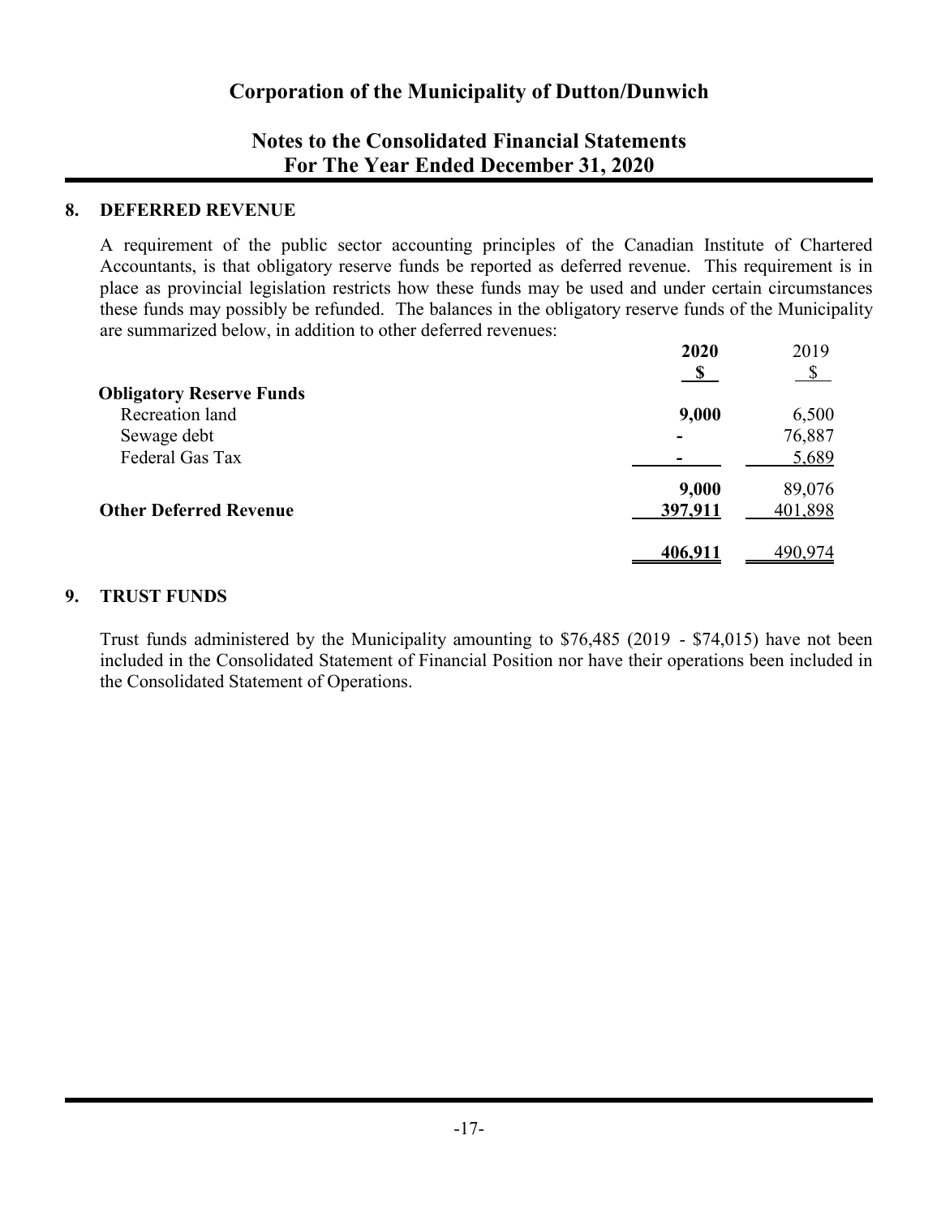# Corporation of the Municipality of Dutton/Dunwich

## Notes to the Consolidated Financial Statements
## For The Year Ended December 31, 2020

### 8. DEFERRED REVENUE

A requirement of the public sector accounting principles of the Canadian Institute of Chartered Accountants, is that obligatory reserve funds be reported as deferred revenue. This requirement is in place as provincial legislation restricts how these funds may be used and under certain circumstances these funds may possibly be refunded. The balances in the obligatory reserve funds of the Municipality are summarized below, in addition to other deferred revenues:

| | **2020** | 2019 |
|---|---|---|
| | **$** | $ |
| **Obligatory Reserve Funds** | | |
| Recreation land | **9,000** | 6,500 |
| Sewage debt | **-** | 76,887 |
| Federal Gas Tax | **-** | 5,689 |
| | **9,000** | 89,076 |
| **Other Deferred Revenue** | **397,911** | 401,898 |
| | **406,911** | 490,974 |

### 9. TRUST FUNDS

Trust funds administered by the Municipality amounting to $76,485 (2019 - $74,015) have not been included in the Consolidated Statement of Financial Position nor have their operations been included in the Consolidated Statement of Operations.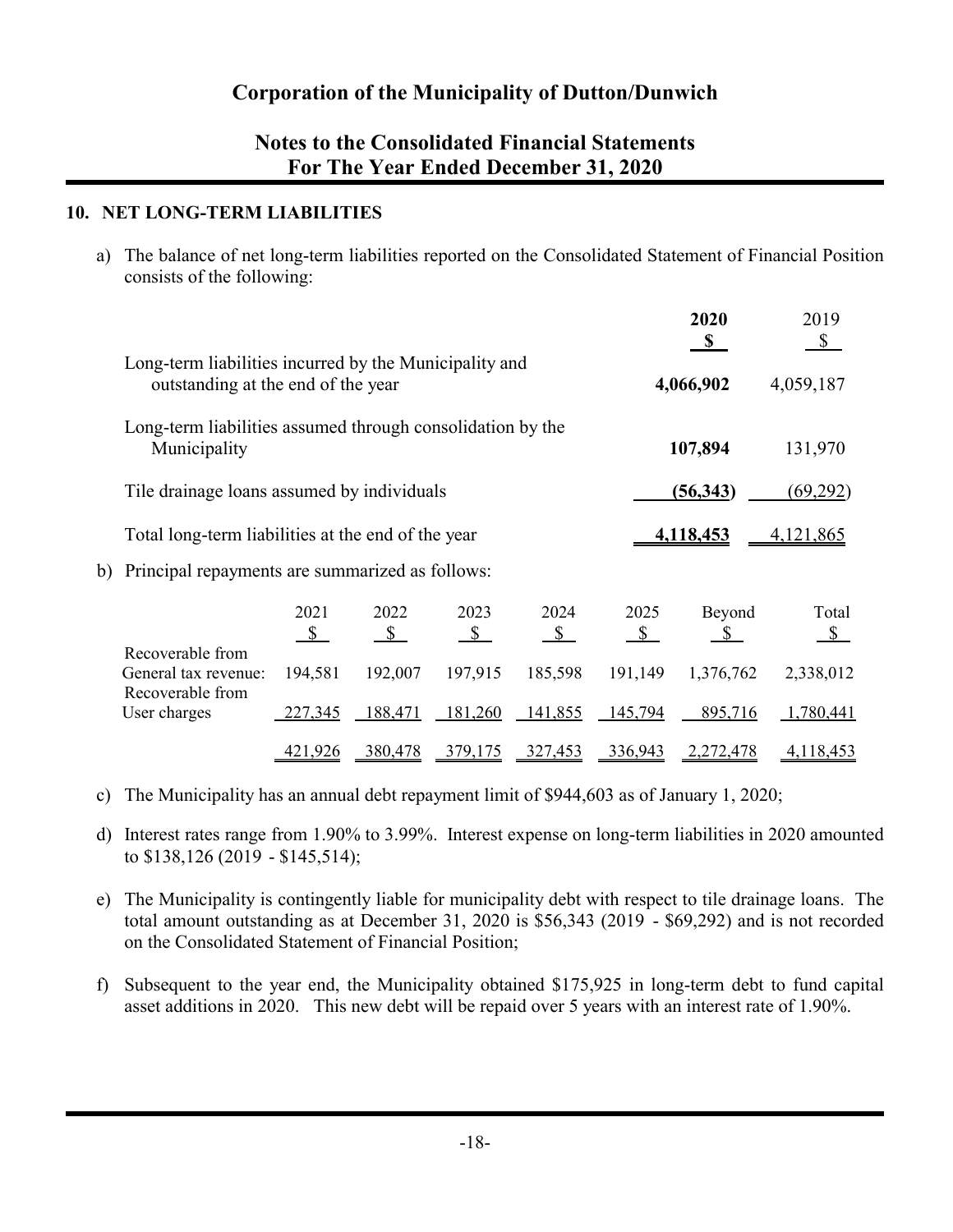# Corporation of the Municipality of Dutton/Dunwich

## Notes to the Consolidated Financial Statements For The Year Ended December 31, 2020

### 10. NET LONG-TERM LIABILITIES

a) The balance of net long-term liabilities reported on the Consolidated Statement of Financial Position consists of the following:

| | **2020** | 2019 |
|---|---|---|
| | **$** | $ |
| Long-term liabilities incurred by the Municipality and outstanding at the end of the year | **4,066,902** | 4,059,187 |
| Long-term liabilities assumed through consolidation by the Municipality | **107,894** | 131,970 |
| Tile drainage loans assumed by individuals | **(56,343)** | (69,292) |
| Total long-term liabilities at the end of the year | **4,118,453** | 4,121,865 |

b) Principal repayments are summarized as follows:

| | 2021 | 2022 | 2023 | 2024 | 2025 | Beyond | Total |
|---|---|---|---|---|---|---|---|
| | $ | $ | $ | $ | $ | $ | $ |
| Recoverable from General tax revenue: | 194,581 | 192,007 | 197,915 | 185,598 | 191,149 | 1,376,762 | 2,338,012 |
| Recoverable from User charges | 227,345 | 188,471 | 181,260 | 141,855 | 145,794 | 895,716 | 1,780,441 |
| | 421,926 | 380,478 | 379,175 | 327,453 | 336,943 | 2,272,478 | 4,118,453 |

c) The Municipality has an annual debt repayment limit of $944,603 as of January 1, 2020;

d) Interest rates range from 1.90% to 3.99%. Interest expense on long-term liabilities in 2020 amounted to $138,126 (2019 - $145,514);

e) The Municipality is contingently liable for municipality debt with respect to tile drainage loans. The total amount outstanding as at December 31, 2020 is $56,343 (2019 - $69,292) and is not recorded on the Consolidated Statement of Financial Position;

f) Subsequent to the year end, the Municipality obtained $175,925 in long-term debt to fund capital asset additions in 2020. This new debt will be repaid over 5 years with an interest rate of 1.90%.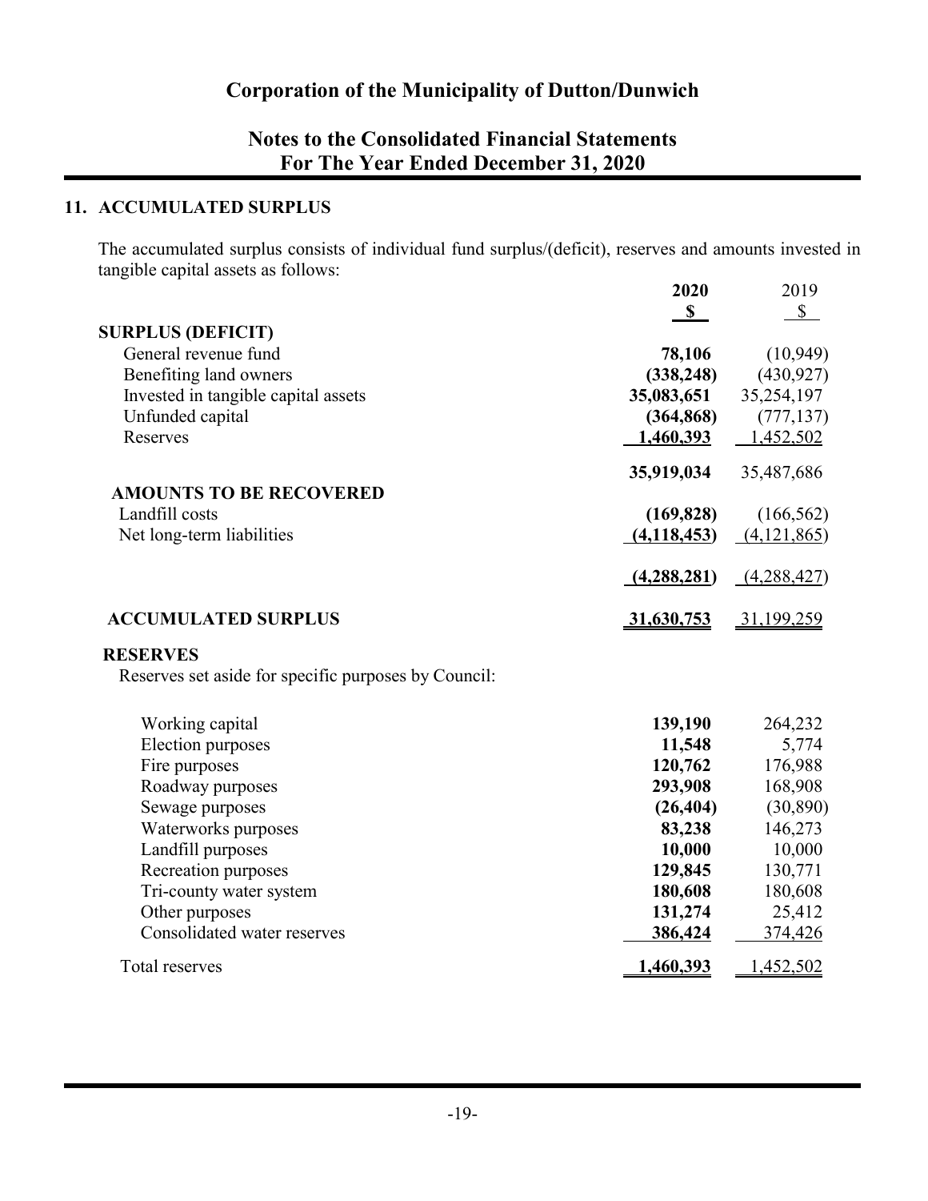# Corporation of the Municipality of Dutton/Dunwich

## Notes to the Consolidated Financial Statements For The Year Ended December 31, 2020

### 11. ACCUMULATED SURPLUS

The accumulated surplus consists of individual fund surplus/(deficit), reserves and amounts invested in tangible capital assets as follows:

| | 2020 | 2019 |
|---|---|---|
| | **$** | $ |
| **SURPLUS (DEFICIT)** | | |
| General revenue fund | **78,106** | (10,949) |
| Benefiting land owners | **(338,248)** | (430,927) |
| Invested in tangible capital assets | **35,083,651** | 35,254,197 |
| Unfunded capital | **(364,868)** | (777,137) |
| Reserves | **1,460,393** | 1,452,502 |
| | **35,919,034** | 35,487,686 |
| **AMOUNTS TO BE RECOVERED** | | |
| Landfill costs | **(169,828)** | (166,562) |
| Net long-term liabilities | **(4,118,453)** | (4,121,865) |
| | **(4,288,281)** | (4,288,427) |
| **ACCUMULATED SURPLUS** | **31,630,753** | 31,199,259 |

**RESERVES**

Reserves set aside for specific purposes by Council:

| | 2020 | 2019 |
|---|---|---|
| Working capital | **139,190** | 264,232 |
| Election purposes | **11,548** | 5,774 |
| Fire purposes | **120,762** | 176,988 |
| Roadway purposes | **293,908** | 168,908 |
| Sewage purposes | **(26,404)** | (30,890) |
| Waterworks purposes | **83,238** | 146,273 |
| Landfill purposes | **10,000** | 10,000 |
| Recreation purposes | **129,845** | 130,771 |
| Tri-county water system | **180,608** | 180,608 |
| Other purposes | **131,274** | 25,412 |
| Consolidated water reserves | **386,424** | 374,426 |
| Total reserves | **1,460,393** | 1,452,502 |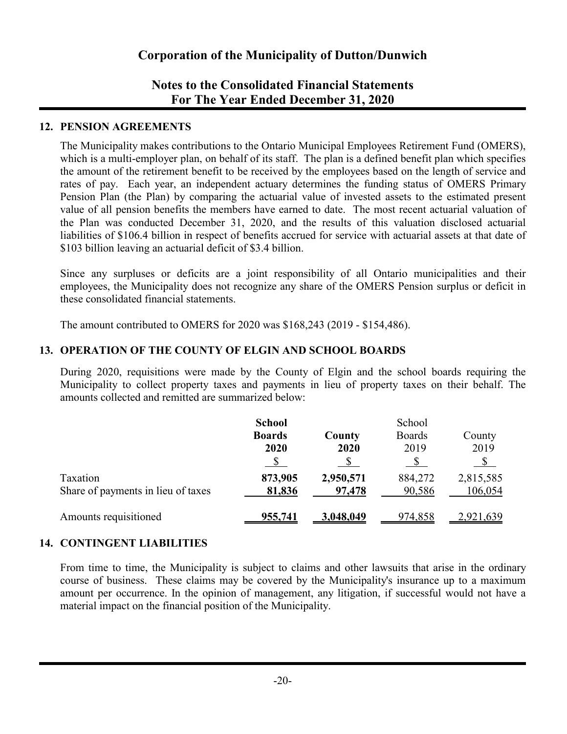# Corporation of the Municipality of Dutton/Dunwich

## Notes to the Consolidated Financial Statements
## For The Year Ended December 31, 2020

### 12. PENSION AGREEMENTS

The Municipality makes contributions to the Ontario Municipal Employees Retirement Fund (OMERS), which is a multi-employer plan, on behalf of its staff. The plan is a defined benefit plan which specifies the amount of the retirement benefit to be received by the employees based on the length of service and rates of pay. Each year, an independent actuary determines the funding status of OMERS Primary Pension Plan (the Plan) by comparing the actuarial value of invested assets to the estimated present value of all pension benefits the members have earned to date. The most recent actuarial valuation of the Plan was conducted December 31, 2020, and the results of this valuation disclosed actuarial liabilities of $106.4 billion in respect of benefits accrued for service with actuarial assets at that date of $103 billion leaving an actuarial deficit of $3.4 billion.

Since any surpluses or deficits are a joint responsibility of all Ontario municipalities and their employees, the Municipality does not recognize any share of the OMERS Pension surplus or deficit in these consolidated financial statements.

The amount contributed to OMERS for 2020 was $168,243 (2019 - $154,486).

### 13. OPERATION OF THE COUNTY OF ELGIN AND SCHOOL BOARDS

During 2020, requisitions were made by the County of Elgin and the school boards requiring the Municipality to collect property taxes and payments in lieu of property taxes on their behalf. The amounts collected and remitted are summarized below:

| | **School Boards 2020** | **County 2020** | School Boards 2019 | County 2019 |
|---|---|---|---|---|
| | **$** | **$** | $ | $ |
| Taxation | **873,905** | **2,950,571** | 884,272 | 2,815,585 |
| Share of payments in lieu of taxes | **81,836** | **97,478** | 90,586 | 106,054 |
| Amounts requisitioned | **955,741** | **3,048,049** | 974,858 | 2,921,639 |

### 14. CONTINGENT LIABILITIES

From time to time, the Municipality is subject to claims and other lawsuits that arise in the ordinary course of business. These claims may be covered by the Municipality's insurance up to a maximum amount per occurrence. In the opinion of management, any litigation, if successful would not have a material impact on the financial position of the Municipality.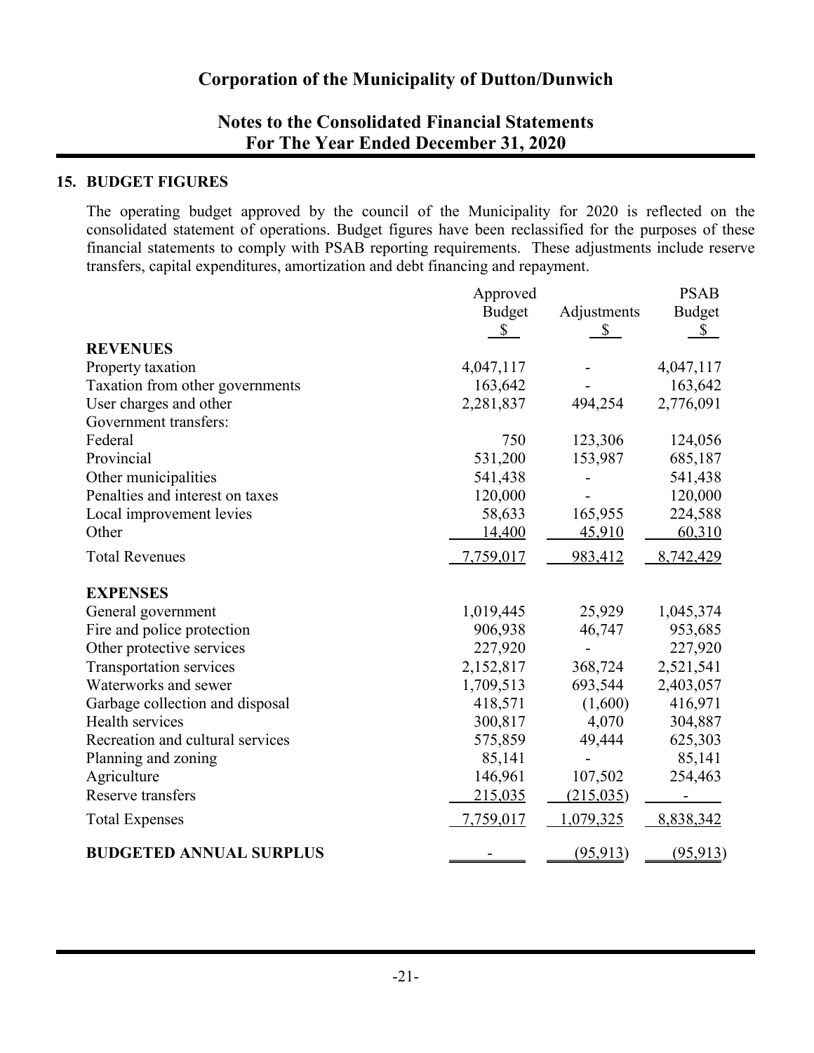# Corporation of the Municipality of Dutton/Dunwich

## Notes to the Consolidated Financial Statements For The Year Ended December 31, 2020

### 15. BUDGET FIGURES

The operating budget approved by the council of the Municipality for 2020 is reflected on the consolidated statement of operations. Budget figures have been reclassified for the purposes of these financial statements to comply with PSAB reporting requirements. These adjustments include reserve transfers, capital expenditures, amortization and debt financing and repayment.

| | Approved Budget $ | Adjustments $ | PSAB Budget $ |
|---|---|---|---|
| **REVENUES** | | | |
| Property taxation | 4,047,117 | - | 4,047,117 |
| Taxation from other governments | 163,642 | - | 163,642 |
| User charges and other | 2,281,837 | 494,254 | 2,776,091 |
| Government transfers: | | | |
| Federal | 750 | 123,306 | 124,056 |
| Provincial | 531,200 | 153,987 | 685,187 |
| Other municipalities | 541,438 | - | 541,438 |
| Penalties and interest on taxes | 120,000 | - | 120,000 |
| Local improvement levies | 58,633 | 165,955 | 224,588 |
| Other | 14,400 | 45,910 | 60,310 |
| Total Revenues | 7,759,017 | 983,412 | 8,742,429 |
| **EXPENSES** | | | |
| General government | 1,019,445 | 25,929 | 1,045,374 |
| Fire and police protection | 906,938 | 46,747 | 953,685 |
| Other protective services | 227,920 | - | 227,920 |
| Transportation services | 2,152,817 | 368,724 | 2,521,541 |
| Waterworks and sewer | 1,709,513 | 693,544 | 2,403,057 |
| Garbage collection and disposal | 418,571 | (1,600) | 416,971 |
| Health services | 300,817 | 4,070 | 304,887 |
| Recreation and cultural services | 575,859 | 49,444 | 625,303 |
| Planning and zoning | 85,141 | - | 85,141 |
| Agriculture | 146,961 | 107,502 | 254,463 |
| Reserve transfers | 215,035 | (215,035) | - |
| Total Expenses | 7,759,017 | 1,079,325 | 8,838,342 |
| **BUDGETED ANNUAL SURPLUS** | - | (95,913) | (95,913) |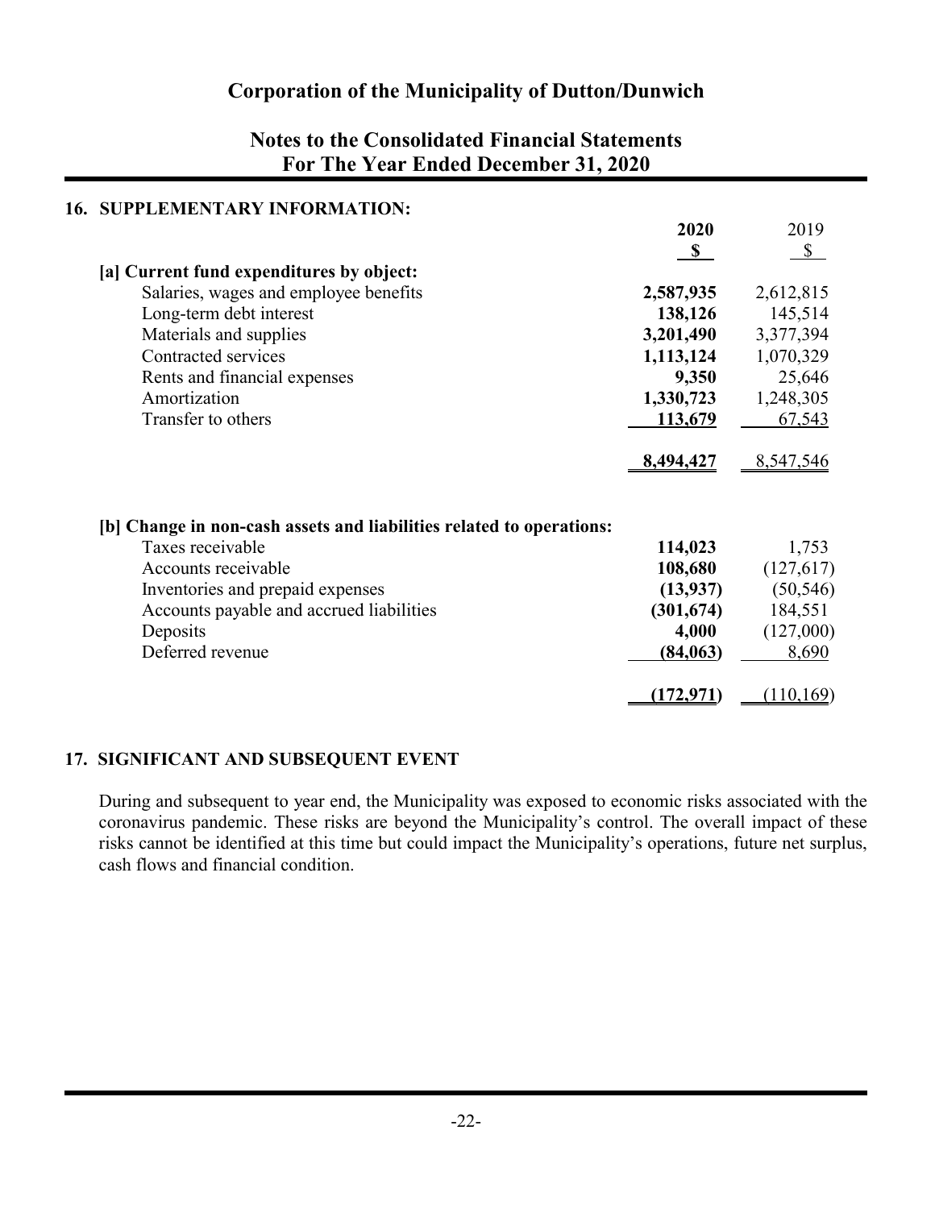## 16. SUPPLEMENTARY INFORMATION:

| | **2020** | 2019 |
|---|---|---|
| | **$** | $ |
| **[a] Current fund expenditures by object:** | | |
| Salaries, wages and employee benefits | **2,587,935** | 2,612,815 |
| Long-term debt interest | **138,126** | 145,514 |
| Materials and supplies | **3,201,490** | 3,377,394 |
| Contracted services | **1,113,124** | 1,070,329 |
| Rents and financial expenses | **9,350** | 25,646 |
| Amortization | **1,330,723** | 1,248,305 |
| Transfer to others | **113,679** | 67,543 |
| | **8,494,427** | 8,547,546 |

| | **2020** | 2019 |
|---|---|---|
| **[b] Change in non-cash assets and liabilities related to operations:** | | |
| Taxes receivable | **114,023** | 1,753 |
| Accounts receivable | **108,680** | (127,617) |
| Inventories and prepaid expenses | **(13,937)** | (50,546) |
| Accounts payable and accrued liabilities | **(301,674)** | 184,551 |
| Deposits | **4,000** | (127,000) |
| Deferred revenue | **(84,063)** | 8,690 |
| | **(172,971)** | (110,169) |

## 17. SIGNIFICANT AND SUBSEQUENT EVENT

During and subsequent to year end, the Municipality was exposed to economic risks associated with the coronavirus pandemic. These risks are beyond the Municipality's control. The overall impact of these risks cannot be identified at this time but could impact the Municipality's operations, future net surplus, cash flows and financial condition.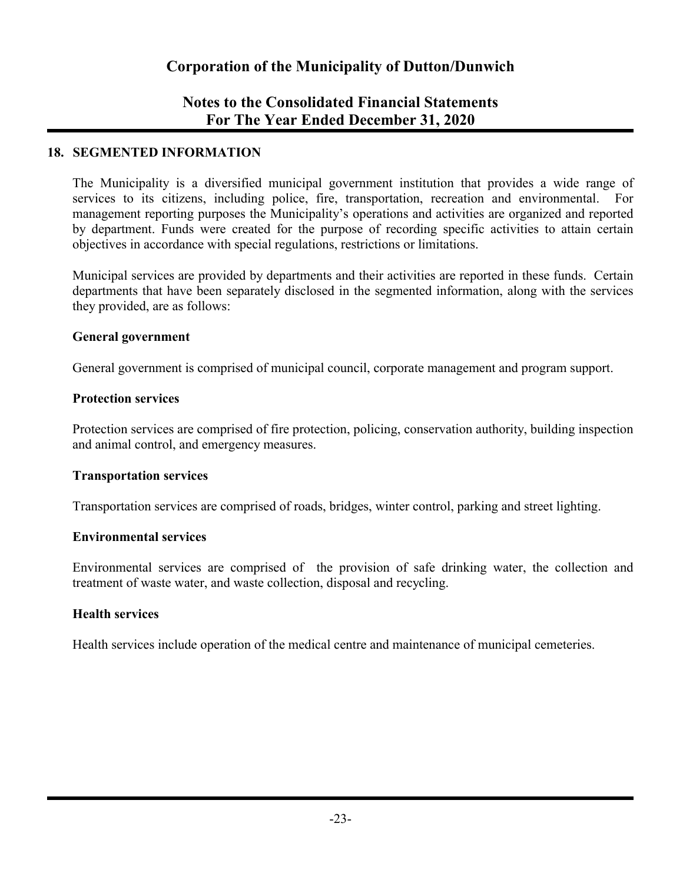# Corporation of the Municipality of Dutton/Dunwich

## Notes to the Consolidated Financial Statements
## For The Year Ended December 31, 2020

### 18. SEGMENTED INFORMATION

The Municipality is a diversified municipal government institution that provides a wide range of services to its citizens, including police, fire, transportation, recreation and environmental. For management reporting purposes the Municipality's operations and activities are organized and reported by department. Funds were created for the purpose of recording specific activities to attain certain objectives in accordance with special regulations, restrictions or limitations.

Municipal services are provided by departments and their activities are reported in these funds. Certain departments that have been separately disclosed in the segmented information, along with the services they provided, are as follows:

**General government**

General government is comprised of municipal council, corporate management and program support.

**Protection services**

Protection services are comprised of fire protection, policing, conservation authority, building inspection and animal control, and emergency measures.

**Transportation services**

Transportation services are comprised of roads, bridges, winter control, parking and street lighting.

**Environmental services**

Environmental services are comprised of the provision of safe drinking water, the collection and treatment of waste water, and waste collection, disposal and recycling.

**Health services**

Health services include operation of the medical centre and maintenance of municipal cemeteries.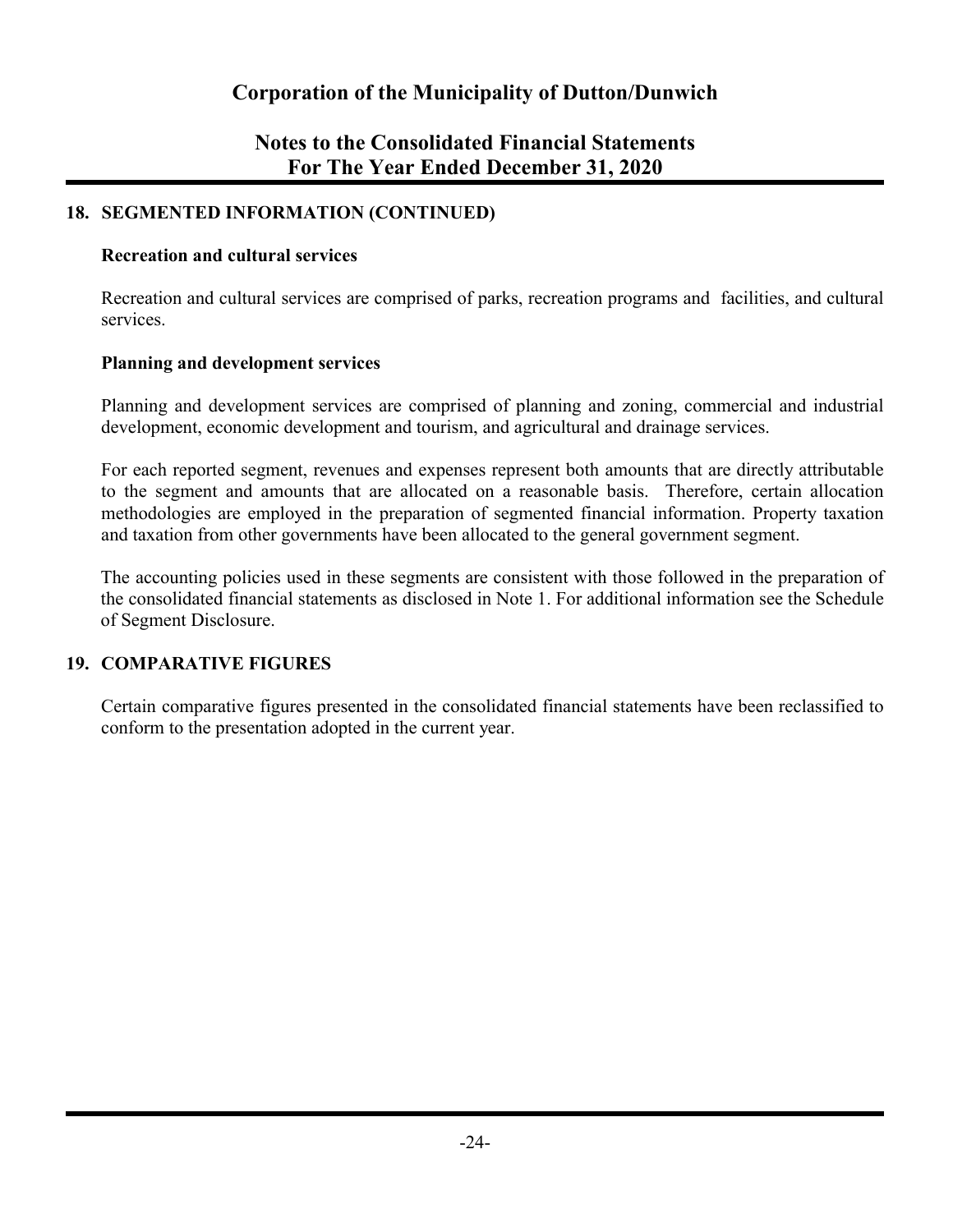## 18. SEGMENTED INFORMATION (CONTINUED)

**Recreation and cultural services**

Recreation and cultural services are comprised of parks, recreation programs and facilities, and cultural services.

**Planning and development services**

Planning and development services are comprised of planning and zoning, commercial and industrial development, economic development and tourism, and agricultural and drainage services.

For each reported segment, revenues and expenses represent both amounts that are directly attributable to the segment and amounts that are allocated on a reasonable basis. Therefore, certain allocation methodologies are employed in the preparation of segmented financial information. Property taxation and taxation from other governments have been allocated to the general government segment.

The accounting policies used in these segments are consistent with those followed in the preparation of the consolidated financial statements as disclosed in Note 1. For additional information see the Schedule of Segment Disclosure.

## 19. COMPARATIVE FIGURES

Certain comparative figures presented in the consolidated financial statements have been reclassified to conform to the presentation adopted in the current year.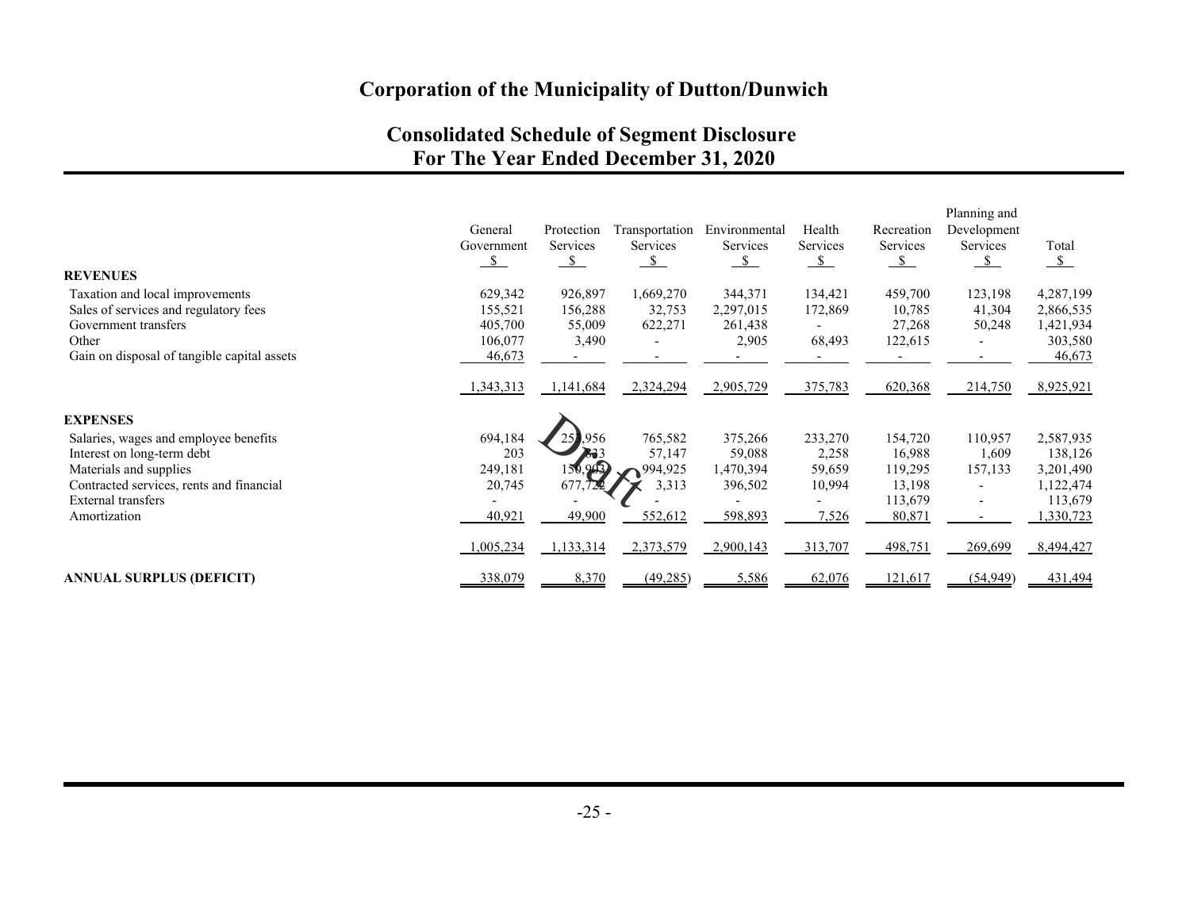# Corporation of the Municipality of Dutton/Dunwich

## Consolidated Schedule of Segment Disclosure
## For The Year Ended December 31, 2020

| | General Government | Protection Services | Transportation Services | Environmental Services | Health Services | Recreation Services | Planning and Development Services | Total |
|---|---|---|---|---|---|---|---|---|
| | $ | $ | $ | $ | $ | $ | $ | $ |
| **REVENUES** | | | | | | | | |
| Taxation and local improvements | 629,342 | 926,897 | 1,669,270 | 344,371 | 134,421 | 459,700 | 123,198 | 4,287,199 |
| Sales of services and regulatory fees | 155,521 | 156,288 | 32,753 | 2,297,015 | 172,869 | 10,785 | 41,304 | 2,866,535 |
| Government transfers | 405,700 | 55,009 | 622,271 | 261,438 | - | 27,268 | 50,248 | 1,421,934 |
| Other | 106,077 | 3,490 | - | 2,905 | 68,493 | 122,615 | - | 303,580 |
| Gain on disposal of tangible capital assets | 46,673 | - | - | - | - | - | - | 46,673 |
| | 1,343,313 | 1,141,684 | 2,324,294 | 2,905,729 | 375,783 | 620,368 | 214,750 | 8,925,921 |
| **EXPENSES** | | | | | | | | |
| Salaries, wages and employee benefits | 694,184 | 253,956 | 765,582 | 375,266 | 233,270 | 154,720 | 110,957 | 2,587,935 |
| Interest on long-term debt | 203 | 833 | 57,147 | 59,088 | 2,258 | 16,988 | 1,609 | 138,126 |
| Materials and supplies | 249,181 | 150,903 | 994,925 | 1,470,394 | 59,659 | 119,295 | 157,133 | 3,201,490 |
| Contracted services, rents and financial | 20,745 | 677,722 | 3,313 | 396,502 | 10,994 | 13,198 | - | 1,122,474 |
| External transfers | - | - | - | - | - | 113,679 | - | 113,679 |
| Amortization | 40,921 | 49,900 | 552,612 | 598,893 | 7,526 | 80,871 | - | 1,330,723 |
| | 1,005,234 | 1,133,314 | 2,373,579 | 2,900,143 | 313,707 | 498,751 | 269,699 | 8,494,427 |
| **ANNUAL SURPLUS (DEFICIT)** | 338,079 | 8,370 | (49,285) | 5,586 | 62,076 | 121,617 | (54,949) | 431,494 |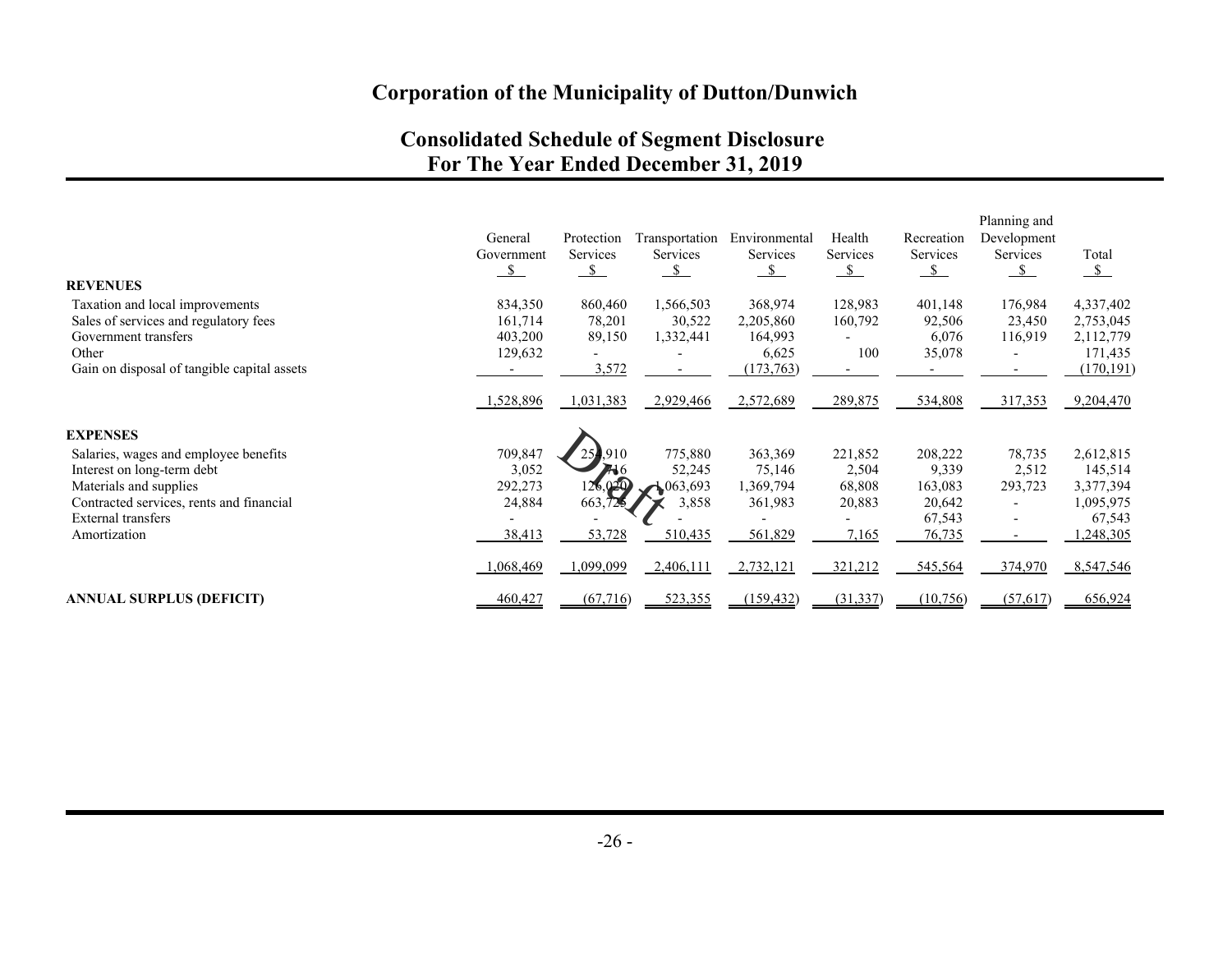# Corporation of the Municipality of Dutton/Dunwich

## Consolidated Schedule of Segment Disclosure
## For The Year Ended December 31, 2019

| | General Government $ | Protection Services $ | Transportation Services $ | Environmental Services $ | Health Services $ | Recreation Services $ | Planning and Development Services $ | Total $ |
|---|---|---|---|---|---|---|---|---|
| **REVENUES** | | | | | | | | |
| Taxation and local improvements | 834,350 | 860,460 | 1,566,503 | 368,974 | 128,983 | 401,148 | 176,984 | 4,337,402 |
| Sales of services and regulatory fees | 161,714 | 78,201 | 30,522 | 2,205,860 | 160,792 | 92,506 | 23,450 | 2,753,045 |
| Government transfers | 403,200 | 89,150 | 1,332,441 | 164,993 | - | 6,076 | 116,919 | 2,112,779 |
| Other | 129,632 | - | - | 6,625 | 100 | 35,078 | - | 171,435 |
| Gain on disposal of tangible capital assets | - | 3,572 | - | (173,763) | - | - | - | (170,191) |
| | 1,528,896 | 1,031,383 | 2,929,466 | 2,572,689 | 289,875 | 534,808 | 317,353 | 9,204,470 |
| **EXPENSES** | | | | | | | | |
| Salaries, wages and employee benefits | 709,847 | 254,910 | 775,880 | 363,369 | 221,852 | 208,222 | 78,735 | 2,612,815 |
| Interest on long-term debt | 3,052 | 716 | 52,245 | 75,146 | 2,504 | 9,339 | 2,512 | 145,514 |
| Materials and supplies | 292,273 | 126,020 | 1,063,693 | 1,369,794 | 68,808 | 163,083 | 293,723 | 3,377,394 |
| Contracted services, rents and financial | 24,884 | 663,725 | 3,858 | 361,983 | 20,883 | 20,642 | - | 1,095,975 |
| External transfers | - | - | - | - | - | 67,543 | - | 67,543 |
| Amortization | 38,413 | 53,728 | 510,435 | 561,829 | 7,165 | 76,735 | - | 1,248,305 |
| | 1,068,469 | 1,099,099 | 2,406,111 | 2,732,121 | 321,212 | 545,564 | 374,970 | 8,547,546 |
| **ANNUAL SURPLUS (DEFICIT)** | 460,427 | (67,716) | 523,355 | (159,432) | (31,337) | (10,756) | (57,617) | 656,924 |